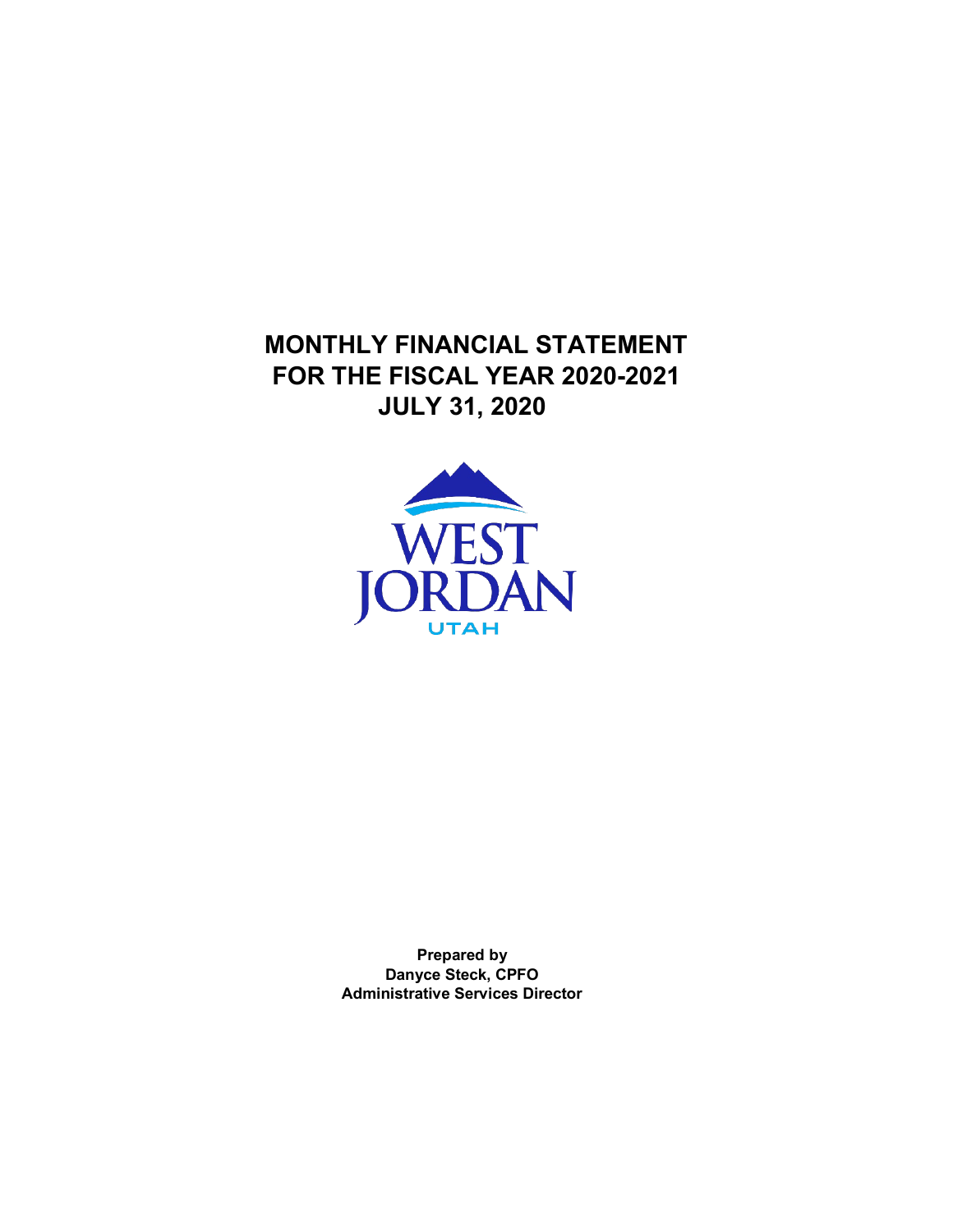# MONTHLY FINANCIAL STATEMENT
# FOR THE FISCAL YEAR 2020-2021
# JULY 31, 2020

WEST JORDAN

UTAH

**Prepared by**
**Danyce Steck, CPFO**
**Administrative Services Director**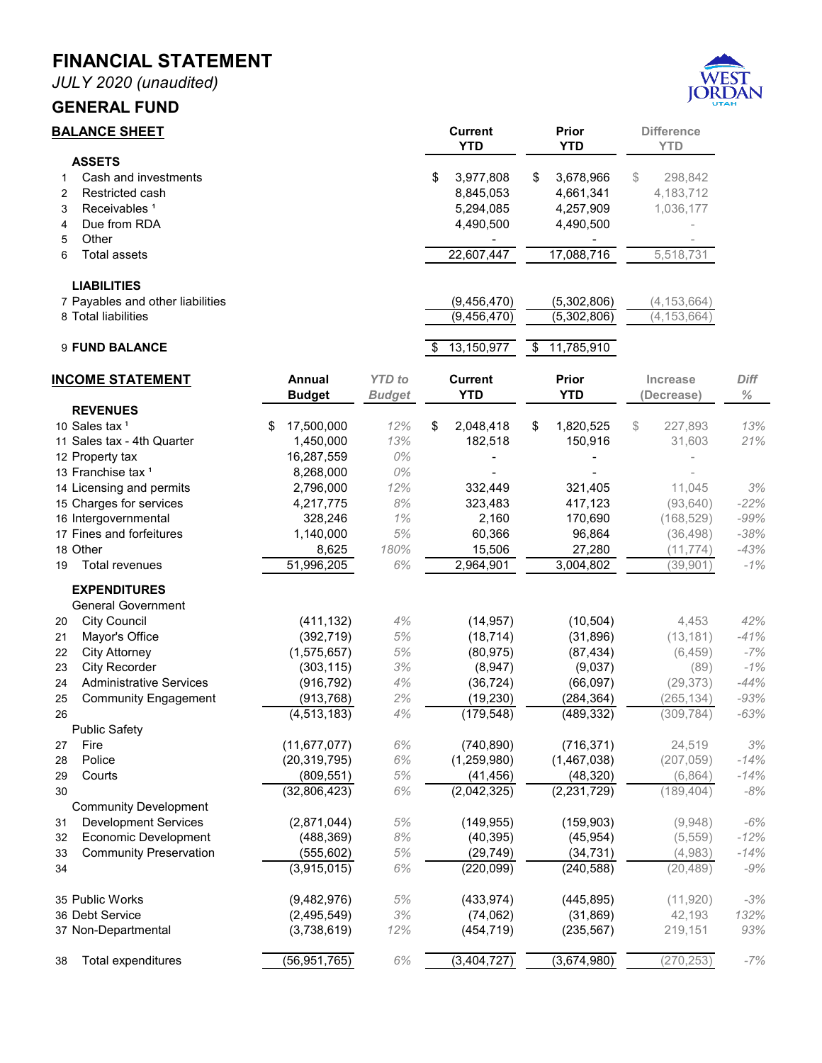# FINANCIAL STATEMENT

*JULY 2020 (unaudited)*

## GENERAL FUND

### BALANCE SHEET

| | | Current YTD | Prior YTD | Difference YTD |
|---|---|---|---|---|
| | **ASSETS** | | | |
| 1 | Cash and investments | $ 3,977,808 | $ 3,678,966 | $ 298,842 |
| 2 | Restricted cash | 8,845,053 | 4,661,341 | 4,183,712 |
| 3 | Receivables [1] | 5,294,085 | 4,257,909 | 1,036,177 |
| 4 | Due from RDA | 4,490,500 | 4,490,500 | - |
| 5 | Other | - | - | - |
| 6 | Total assets | 22,607,447 | 17,088,716 | 5,518,731 |
| | **LIABILITIES** | | | |
| 7 | Payables and other liabilities | (9,456,470) | (5,302,806) | (4,153,664) |
| 8 | Total liabilities | (9,456,470) | (5,302,806) | (4,153,664) |
| 9 | **FUND BALANCE** | $ 13,150,977 | $ 11,785,910 | |

### INCOME STATEMENT

| | | Annual Budget | *YTD to Budget* | Current YTD | Prior YTD | Increase (Decrease) | *Diff %* |
|---|---|---|---|---|---|---|---|
| | **REVENUES** | | | | | | |
| 10 | Sales tax [1] | $ 17,500,000 | *12%* | $ 2,048,418 | $ 1,820,525 | $ 227,893 | *13%* |
| 11 | Sales tax - 4th Quarter | 1,450,000 | *13%* | 182,518 | 150,916 | 31,603 | *21%* |
| 12 | Property tax | 16,287,559 | *0%* | - | - | - | |
| 13 | Franchise tax [1] | 8,268,000 | *0%* | - | - | - | |
| 14 | Licensing and permits | 2,796,000 | *12%* | 332,449 | 321,405 | 11,045 | *3%* |
| 15 | Charges for services | 4,217,775 | *8%* | 323,483 | 417,123 | (93,640) | *-22%* |
| 16 | Intergovernmental | 328,246 | *1%* | 2,160 | 170,690 | (168,529) | *-99%* |
| 17 | Fines and forfeitures | 1,140,000 | *5%* | 60,366 | 96,864 | (36,498) | *-38%* |
| 18 | Other | 8,625 | *180%* | 15,506 | 27,280 | (11,774) | *-43%* |
| 19 | Total revenues | 51,996,205 | *6%* | 2,964,901 | 3,004,802 | (39,901) | *-1%* |
| | **EXPENDITURES** | | | | | | |
| | General Government | | | | | | |
| 20 | City Council | (411,132) | *4%* | (14,957) | (10,504) | 4,453 | *42%* |
| 21 | Mayor's Office | (392,719) | *5%* | (18,714) | (31,896) | (13,181) | *-41%* |
| 22 | City Attorney | (1,575,657) | *5%* | (80,975) | (87,434) | (6,459) | *-7%* |
| 23 | City Recorder | (303,115) | *3%* | (8,947) | (9,037) | (89) | *-1%* |
| 24 | Administrative Services | (916,792) | *4%* | (36,724) | (66,097) | (29,373) | *-44%* |
| 25 | Community Engagement | (913,768) | *2%* | (19,230) | (284,364) | (265,134) | *-93%* |
| 26 | | (4,513,183) | *4%* | (179,548) | (489,332) | (309,784) | *-63%* |
| | Public Safety | | | | | | |
| 27 | Fire | (11,677,077) | *6%* | (740,890) | (716,371) | 24,519 | *3%* |
| 28 | Police | (20,319,795) | *6%* | (1,259,980) | (1,467,038) | (207,059) | *-14%* |
| 29 | Courts | (809,551) | *5%* | (41,456) | (48,320) | (6,864) | *-14%* |
| 30 | | (32,806,423) | *6%* | (2,042,325) | (2,231,729) | (189,404) | *-8%* |
| | Community Development | | | | | | |
| 31 | Development Services | (2,871,044) | *5%* | (149,955) | (159,903) | (9,948) | *-6%* |
| 32 | Economic Development | (488,369) | *8%* | (40,395) | (45,954) | (5,559) | *-12%* |
| 33 | Community Preservation | (555,602) | *5%* | (29,749) | (34,731) | (4,983) | *-14%* |
| 34 | | (3,915,015) | *6%* | (220,099) | (240,588) | (20,489) | *-9%* |
| 35 | Public Works | (9,482,976) | *5%* | (433,974) | (445,895) | (11,920) | *-3%* |
| 36 | Debt Service | (2,495,549) | *3%* | (74,062) | (31,869) | 42,193 | *132%* |
| 37 | Non-Departmental | (3,738,619) | *12%* | (454,719) | (235,567) | 219,151 | *93%* |
| 38 | Total expenditures | (56,951,765) | *6%* | (3,404,727) | (3,674,980) | (270,253) | *-7%* |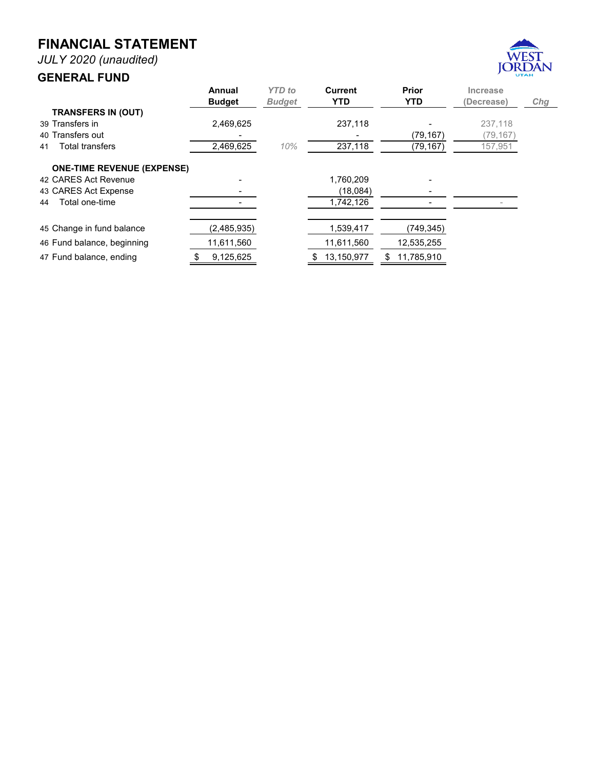# FINANCIAL STATEMENT

*JULY 2020 (unaudited)*

## GENERAL FUND

| | | Annual Budget | *YTD to Budget* | Current YTD | Prior YTD | Increase (Decrease) | *Chg* |
|---|---|---|---|---|---|---|---|
| | **TRANSFERS IN (OUT)** | | | | | | |
| 39 | Transfers in | 2,469,625 | | 237,118 | - | 237,118 | |
| 40 | Transfers out | - | | - | (79,167) | (79,167) | |
| 41 | Total transfers | 2,469,625 | *10%* | 237,118 | (79,167) | 157,951 | |
| | **ONE-TIME REVENUE (EXPENSE)** | | | | | | |
| 42 | CARES Act Revenue | - | | 1,760,209 | - | | |
| 43 | CARES Act Expense | - | | (18,084) | - | | |
| 44 | Total one-time | - | | 1,742,126 | - | - | |
| 45 | Change in fund balance | (2,485,935) | | 1,539,417 | (749,345) | | |
| 46 | Fund balance, beginning | 11,611,560 | | 11,611,560 | 12,535,255 | | |
| 47 | Fund balance, ending | $ 9,125,625 | | $ 13,150,977 | $ 11,785,910 | | |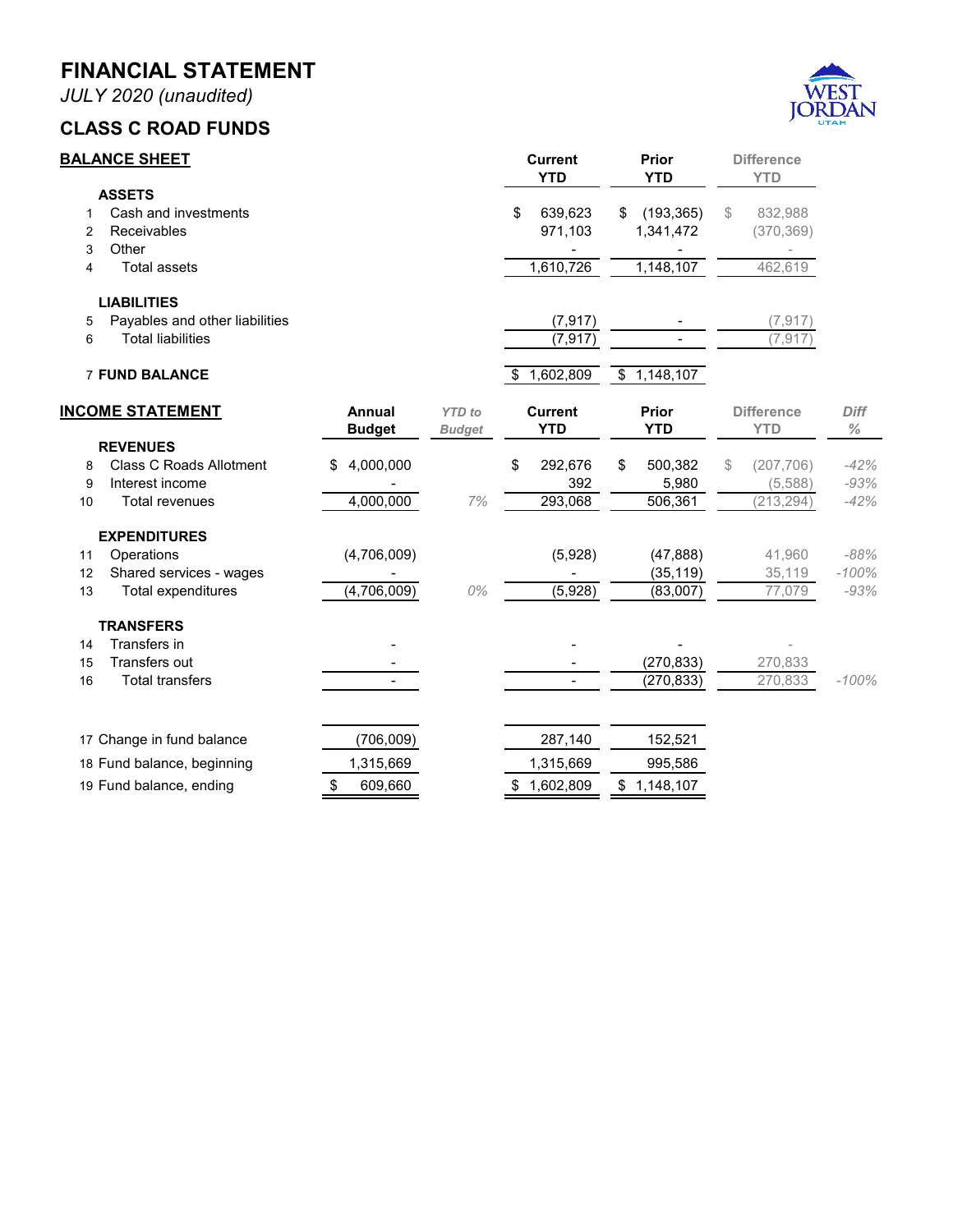# FINANCIAL STATEMENT

*JULY 2020 (unaudited)*

## CLASS C ROAD FUNDS

### BALANCE SHEET

| | | Current YTD | Prior YTD | Difference YTD |
|---|---|---|---|---|
| | **ASSETS** | | | |
| 1 | Cash and investments | $ 639,623 | $ (193,365) | $ 832,988 |
| 2 | Receivables | 971,103 | 1,341,472 | (370,369) |
| 3 | Other | - | - | - |
| 4 | Total assets | 1,610,726 | 1,148,107 | 462,619 |
| | **LIABILITIES** | | | |
| 5 | Payables and other liabilities | (7,917) | - | (7,917) |
| 6 | Total liabilities | (7,917) | - | (7,917) |
| 7 | **FUND BALANCE** | $ 1,602,809 | $ 1,148,107 | |

### INCOME STATEMENT

| | | Annual Budget | *YTD to Budget* | Current YTD | Prior YTD | Difference YTD | *Diff %* |
|---|---|---|---|---|---|---|---|
| | **REVENUES** | | | | | | |
| 8 | Class C Roads Allotment | $ 4,000,000 | | $ 292,676 | $ 500,382 | $ (207,706) | *-42%* |
| 9 | Interest income | - | | 392 | 5,980 | (5,588) | *-93%* |
| 10 | Total revenues | 4,000,000 | *7%* | 293,068 | 506,361 | (213,294) | *-42%* |
| | **EXPENDITURES** | | | | | | |
| 11 | Operations | (4,706,009) | | (5,928) | (47,888) | 41,960 | *-88%* |
| 12 | Shared services - wages | - | | - | (35,119) | 35,119 | *-100%* |
| 13 | Total expenditures | (4,706,009) | *0%* | (5,928) | (83,007) | 77,079 | *-93%* |
| | **TRANSFERS** | | | | | | |
| 14 | Transfers in | - | | - | - | - | |
| 15 | Transfers out | - | | - | (270,833) | 270,833 | |
| 16 | Total transfers | - | | - | (270,833) | 270,833 | *-100%* |
| 17 | Change in fund balance | (706,009) | | 287,140 | 152,521 | | |
| 18 | Fund balance, beginning | 1,315,669 | | 1,315,669 | 995,586 | | |
| 19 | Fund balance, ending | $ 609,660 | | $ 1,602,809 | $ 1,148,107 | | |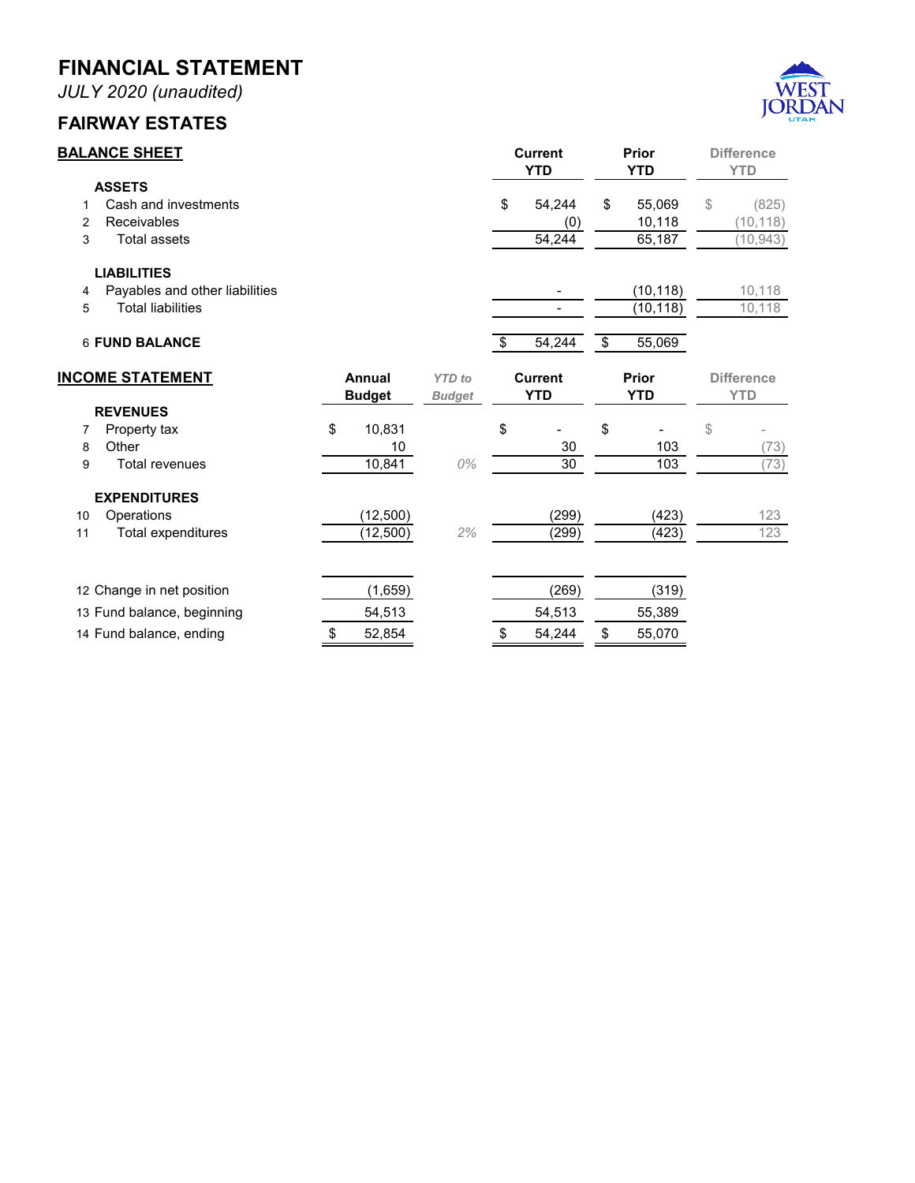# FINANCIAL STATEMENT

*JULY 2020 (unaudited)*

## FAIRWAY ESTATES

### BALANCE SHEET

| | | Current YTD | Prior YTD | Difference YTD |
|---|---|---|---|---|
| | **ASSETS** | | | |
| 1 | Cash and investments | $ 54,244 | $ 55,069 | $ (825) |
| 2 | Receivables | (0) | 10,118 | (10,118) |
| 3 | Total assets | 54,244 | 65,187 | (10,943) |
| | **LIABILITIES** | | | |
| 4 | Payables and other liabilities | - | (10,118) | 10,118 |
| 5 | Total liabilities | - | (10,118) | 10,118 |
| 6 | **FUND BALANCE** | $ 54,244 | $ 55,069 | |

### INCOME STATEMENT

| | | Annual Budget | *YTD to Budget* | Current YTD | Prior YTD | Difference YTD |
|---|---|---|---|---|---|---|
| | **REVENUES** | | | | | |
| 7 | Property tax | $ 10,831 | | $ - | $ - | $ - |
| 8 | Other | 10 | | 30 | 103 | (73) |
| 9 | Total revenues | 10,841 | *0%* | 30 | 103 | (73) |
| | **EXPENDITURES** | | | | | |
| 10 | Operations | (12,500) | | (299) | (423) | 123 |
| 11 | Total expenditures | (12,500) | *2%* | (299) | (423) | 123 |
| 12 | Change in net position | (1,659) | | (269) | (319) | |
| 13 | Fund balance, beginning | 54,513 | | 54,513 | 55,389 | |
| 14 | Fund balance, ending | $ 52,854 | | $ 54,244 | $ 55,070 | |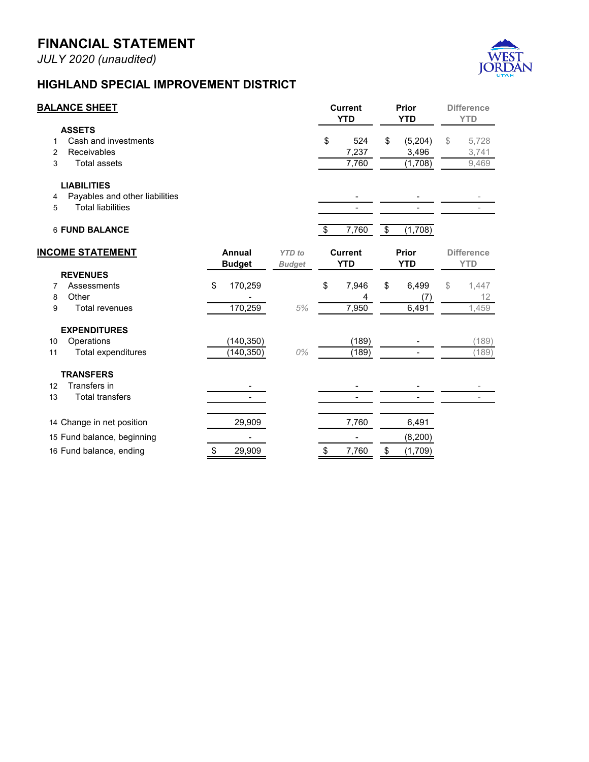# FINANCIAL STATEMENT

*JULY 2020 (unaudited)*

## HIGHLAND SPECIAL IMPROVEMENT DISTRICT

### BALANCE SHEET

| | | Current YTD | Prior YTD | Difference YTD |
|---|---|---|---|---|
| | **ASSETS** | | | |
| 1 | Cash and investments | $ 524 | $ (5,204) | $ 5,728 |
| 2 | Receivables | 7,237 | 3,496 | 3,741 |
| 3 | Total assets | 7,760 | (1,708) | 9,469 |
| | **LIABILITIES** | | | |
| 4 | Payables and other liabilities | - | - | - |
| 5 | Total liabilities | - | - | - |
| 6 | **FUND BALANCE** | $ 7,760 | $ (1,708) | |

### INCOME STATEMENT

| | | Annual Budget | *YTD to Budget* | Current YTD | Prior YTD | Difference YTD |
|---|---|---|---|---|---|---|
| | **REVENUES** | | | | | |
| 7 | Assessments | $ 170,259 | | $ 7,946 | $ 6,499 | $ 1,447 |
| 8 | Other | - | | 4 | (7) | 12 |
| 9 | Total revenues | 170,259 | *5%* | 7,950 | 6,491 | 1,459 |
| | **EXPENDITURES** | | | | | |
| 10 | Operations | (140,350) | | (189) | - | (189) |
| 11 | Total expenditures | (140,350) | *0%* | (189) | - | (189) |
| | **TRANSFERS** | | | | | |
| 12 | Transfers in | - | | - | - | - |
| 13 | Total transfers | - | | - | - | - |
| 14 | Change in net position | 29,909 | | 7,760 | 6,491 | |
| 15 | Fund balance, beginning | - | | - | (8,200) | |
| 16 | Fund balance, ending | $ 29,909 | | $ 7,760 | $ (1,709) | |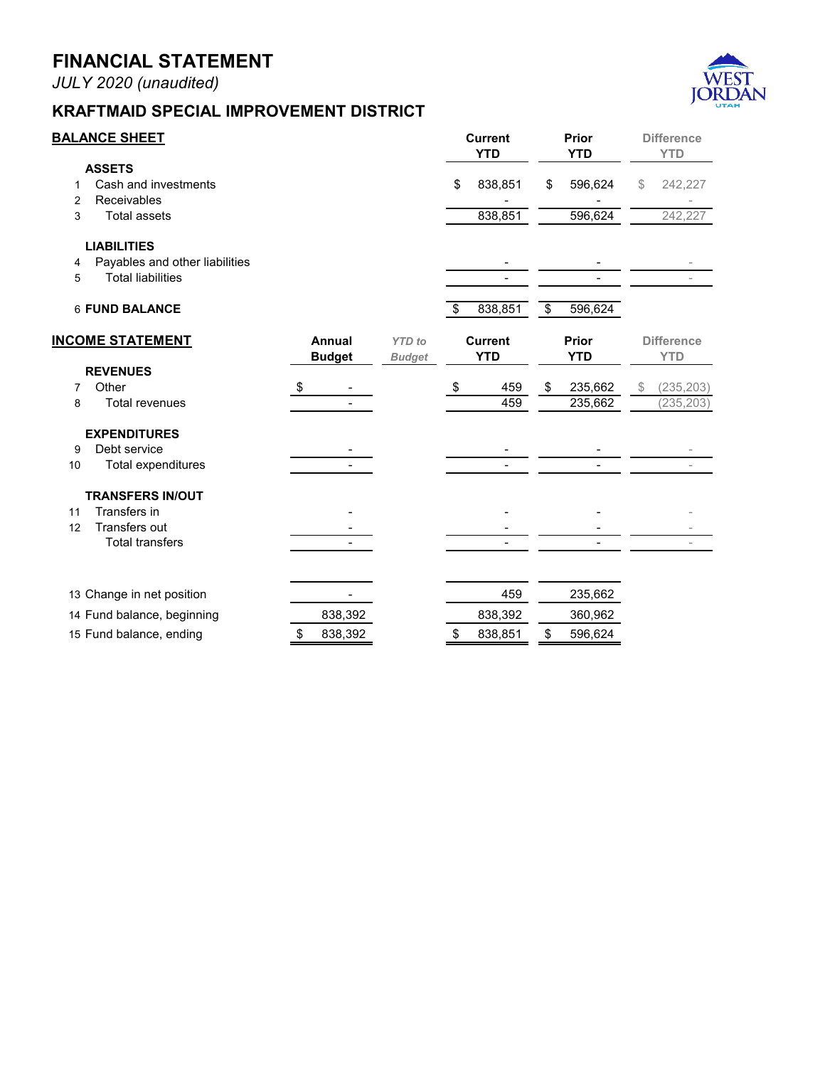# FINANCIAL STATEMENT

*JULY 2020 (unaudited)*

## KRAFTMAID SPECIAL IMPROVEMENT DISTRICT

| BALANCE SHEET | Current YTD | Prior YTD | Difference YTD |
|---|---|---|---|
| **ASSETS** | | | |
| 1 Cash and investments | $ 838,851 | $ 596,624 | $ 242,227 |
| 2 Receivables | - | - | - |
| 3 Total assets | 838,851 | 596,624 | 242,227 |
| **LIABILITIES** | | | |
| 4 Payables and other liabilities | - | - | - |
| 5 Total liabilities | - | - | - |
| 6 **FUND BALANCE** | $ 838,851 | $ 596,624 | |

| INCOME STATEMENT | Annual Budget | *YTD to Budget* | Current YTD | Prior YTD | Difference YTD |
|---|---|---|---|---|---|
| **REVENUES** | | | | | |
| 7 Other | $ - | | $ 459 | $ 235,662 | $ (235,203) |
| 8 Total revenues | - | | 459 | 235,662 | (235,203) |
| **EXPENDITURES** | | | | | |
| 9 Debt service | - | | - | - | - |
| 10 Total expenditures | - | | - | - | - |
| **TRANSFERS IN/OUT** | | | | | |
| 11 Transfers in | - | | - | - | - |
| 12 Transfers out | - | | - | - | - |
| Total transfers | - | | - | - | - |
| 13 Change in net position | - | | 459 | 235,662 | |
| 14 Fund balance, beginning | 838,392 | | 838,392 | 360,962 | |
| 15 Fund balance, ending | $ 838,392 | | $ 838,851 | $ 596,624 | |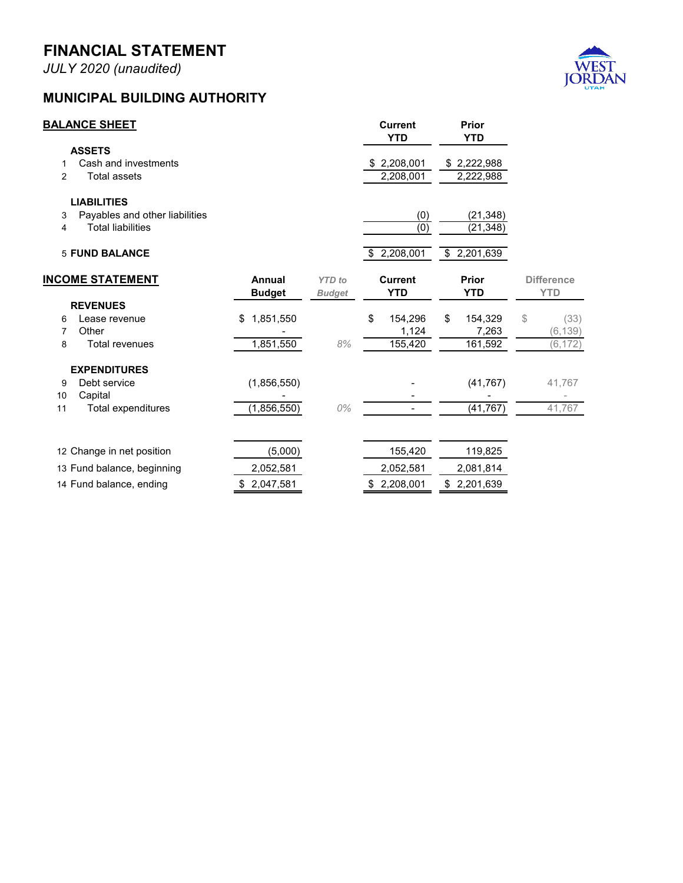# FINANCIAL STATEMENT

*JULY 2020 (unaudited)*

## MUNICIPAL BUILDING AUTHORITY

### BALANCE SHEET

| | | Current YTD | Prior YTD |
|---|---|---|---|
| | **ASSETS** | | |
| 1 | Cash and investments | $ 2,208,001 | $ 2,222,988 |
| 2 | Total assets | 2,208,001 | 2,222,988 |
| | **LIABILITIES** | | |
| 3 | Payables and other liabilities | (0) | (21,348) |
| 4 | Total liabilities | (0) | (21,348) |
| 5 | **FUND BALANCE** | $ 2,208,001 | $ 2,201,639 |

### INCOME STATEMENT

| | | Annual Budget | *YTD to Budget* | Current YTD | Prior YTD | Difference YTD |
|---|---|---|---|---|---|---|
| | **REVENUES** | | | | | |
| 6 | Lease revenue | $ 1,851,550 | | $ 154,296 | $ 154,329 | $ (33) |
| 7 | Other | - | | 1,124 | 7,263 | (6,139) |
| 8 | Total revenues | 1,851,550 | *8%* | 155,420 | 161,592 | (6,172) |
| | **EXPENDITURES** | | | | | |
| 9 | Debt service | (1,856,550) | | - | (41,767) | 41,767 |
| 10 | Capital | - | | - | - | - |
| 11 | Total expenditures | (1,856,550) | *0%* | - | (41,767) | 41,767 |
| 12 | Change in net position | (5,000) | | 155,420 | 119,825 | |
| 13 | Fund balance, beginning | 2,052,581 | | 2,052,581 | 2,081,814 | |
| 14 | Fund balance, ending | $ 2,047,581 | | $ 2,208,001 | $ 2,201,639 | |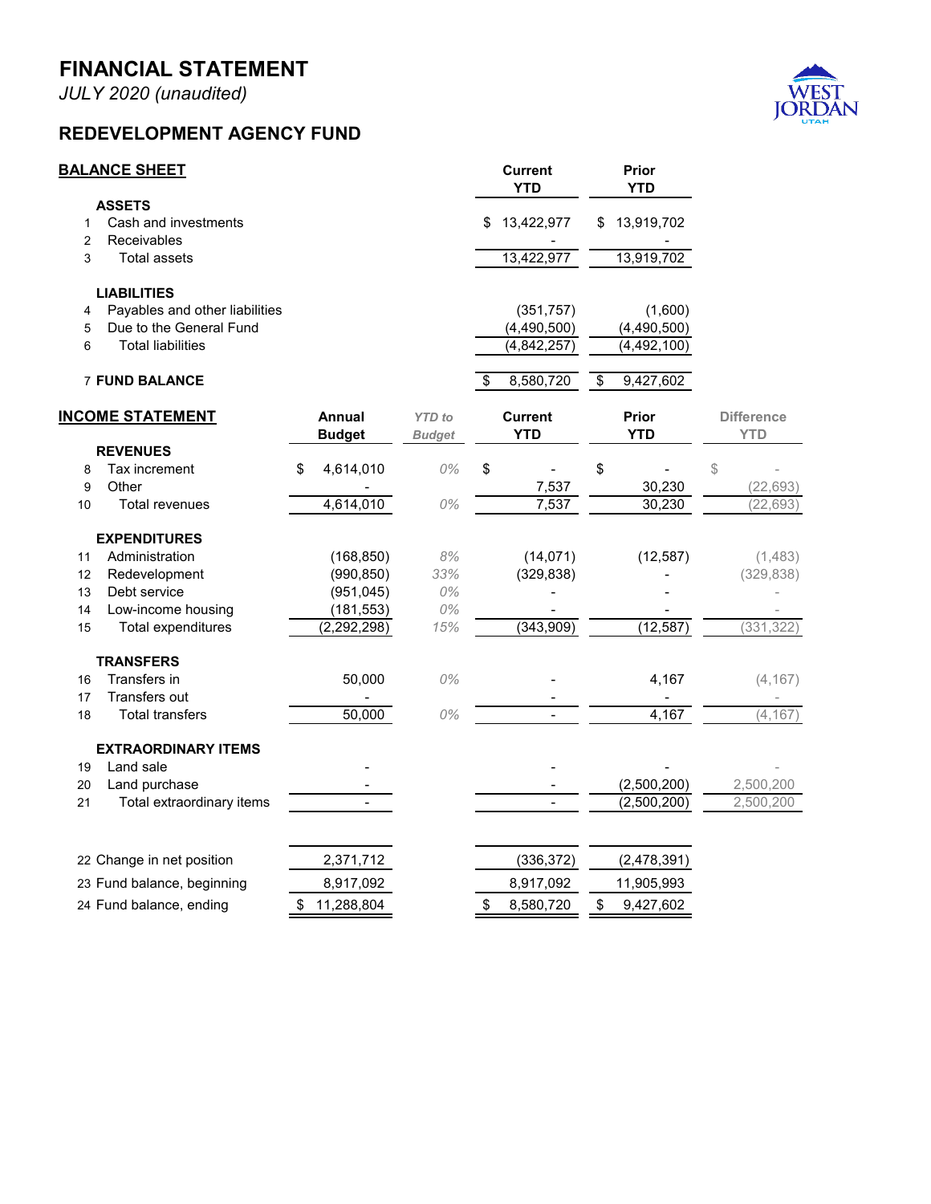# FINANCIAL STATEMENT

*JULY 2020 (unaudited)*

## REDEVELOPMENT AGENCY FUND

### BALANCE SHEET

| | | Current YTD | Prior YTD |
|---|---|---|---|
| | **ASSETS** | | |
| 1 | Cash and investments | $ 13,422,977 | $ 13,919,702 |
| 2 | Receivables | - | - |
| 3 | Total assets | 13,422,977 | 13,919,702 |
| | **LIABILITIES** | | |
| 4 | Payables and other liabilities | (351,757) | (1,600) |
| 5 | Due to the General Fund | (4,490,500) | (4,490,500) |
| 6 | Total liabilities | (4,842,257) | (4,492,100) |
| 7 | **FUND BALANCE** | $ 8,580,720 | $ 9,427,602 |

### INCOME STATEMENT

| | | Annual Budget | *YTD to Budget* | Current YTD | Prior YTD | Difference YTD |
|---|---|---|---|---|---|---|
| | **REVENUES** | | | | | |
| 8 | Tax increment | $ 4,614,010 | *0%* | $ - | $ - | $ - |
| 9 | Other | - | | 7,537 | 30,230 | (22,693) |
| 10 | Total revenues | 4,614,010 | *0%* | 7,537 | 30,230 | (22,693) |
| | **EXPENDITURES** | | | | | |
| 11 | Administration | (168,850) | *8%* | (14,071) | (12,587) | (1,483) |
| 12 | Redevelopment | (990,850) | *33%* | (329,838) | - | (329,838) |
| 13 | Debt service | (951,045) | *0%* | - | - | - |
| 14 | Low-income housing | (181,553) | *0%* | - | - | - |
| 15 | Total expenditures | (2,292,298) | *15%* | (343,909) | (12,587) | (331,322) |
| | **TRANSFERS** | | | | | |
| 16 | Transfers in | 50,000 | *0%* | - | 4,167 | (4,167) |
| 17 | Transfers out | - | | - | - | - |
| 18 | Total transfers | 50,000 | *0%* | - | 4,167 | (4,167) |
| | **EXTRAORDINARY ITEMS** | | | | | |
| 19 | Land sale | - | | - | - | - |
| 20 | Land purchase | - | | - | (2,500,200) | 2,500,200 |
| 21 | Total extraordinary items | - | | - | (2,500,200) | 2,500,200 |
| 22 | Change in net position | 2,371,712 | | (336,372) | (2,478,391) | |
| 23 | Fund balance, beginning | 8,917,092 | | 8,917,092 | 11,905,993 | |
| 24 | Fund balance, ending | $ 11,288,804 | | $ 8,580,720 | $ 9,427,602 | |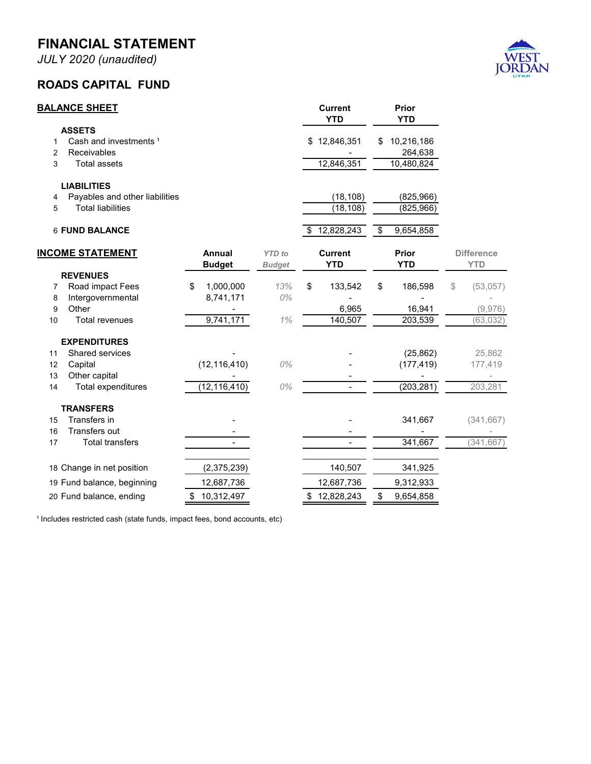# FINANCIAL STATEMENT

*JULY 2020 (unaudited)*

## ROADS CAPITAL FUND

| | BALANCE SHEET | Current YTD | Prior YTD |
|---|---|---|---|
| | **ASSETS** | | |
| 1 | Cash and investments [1] | $ 12,846,351 | $ 10,216,186 |
| 2 | Receivables | - | 264,638 |
| 3 | Total assets | 12,846,351 | 10,480,824 |
| | **LIABILITIES** | | |
| 4 | Payables and other liabilities | (18,108) | (825,966) |
| 5 | Total liabilities | (18,108) | (825,966) |
| 6 | **FUND BALANCE** | $ 12,828,243 | $ 9,654,858 |

| | INCOME STATEMENT | Annual Budget | *YTD to Budget* | Current YTD | Prior YTD | Difference YTD |
|---|---|---|---|---|---|---|
| | **REVENUES** | | | | | |
| 7 | Road impact Fees | $ 1,000,000 | *13%* | $ 133,542 | $ 186,598 | $ (53,057) |
| 8 | Intergovernmental | 8,741,171 | *0%* | - | - | - |
| 9 | Other | - | | 6,965 | 16,941 | (9,976) |
| 10 | Total revenues | 9,741,171 | *1%* | 140,507 | 203,539 | (63,032) |
| | **EXPENDITURES** | | | | | |
| 11 | Shared services | - | | - | (25,862) | 25,862 |
| 12 | Capital | (12,116,410) | *0%* | - | (177,419) | 177,419 |
| 13 | Other capital | - | | - | - | - |
| 14 | Total expenditures | (12,116,410) | *0%* | - | (203,281) | 203,281 |
| | **TRANSFERS** | | | | | |
| 15 | Transfers in | - | | - | 341,667 | (341,667) |
| 16 | Transfers out | - | | - | - | - |
| 17 | Total transfers | - | | - | 341,667 | (341,667) |
| 18 | Change in net position | (2,375,239) | | 140,507 | 341,925 | |
| 19 | Fund balance, beginning | 12,687,736 | | 12,687,736 | 9,312,933 | |
| 20 | Fund balance, ending | $ 10,312,497 | | $ 12,828,243 | $ 9,654,858 | |

[1] Includes restricted cash (state funds, impact fees, bond accounts, etc)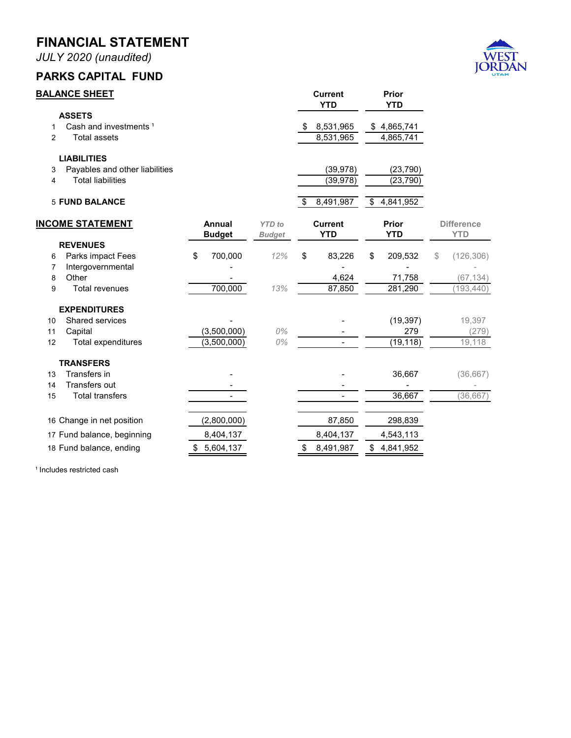# FINANCIAL STATEMENT

*JULY 2020 (unaudited)*

## PARKS CAPITAL FUND

### BALANCE SHEET

| | | Current YTD | Prior YTD |
|---|---|---|---|
| | **ASSETS** | | |
| 1 | Cash and investments [1] | $ 8,531,965 | $ 4,865,741 |
| 2 | Total assets | 8,531,965 | 4,865,741 |
| | **LIABILITIES** | | |
| 3 | Payables and other liabilities | (39,978) | (23,790) |
| 4 | Total liabilities | (39,978) | (23,790) |
| 5 | **FUND BALANCE** | $ 8,491,987 | $ 4,841,952 |

### INCOME STATEMENT

| | | Annual Budget | *YTD to Budget* | Current YTD | Prior YTD | Difference YTD |
|---|---|---|---|---|---|---|
| | **REVENUES** | | | | | |
| 6 | Parks impact Fees | $ 700,000 | *12%* | $ 83,226 | $ 209,532 | $ (126,306) |
| 7 | Intergovernmental | - | | - | - | - |
| 8 | Other | - | | 4,624 | 71,758 | (67,134) |
| 9 | Total revenues | 700,000 | *13%* | 87,850 | 281,290 | (193,440) |
| | **EXPENDITURES** | | | | | |
| 10 | Shared services | - | | - | (19,397) | 19,397 |
| 11 | Capital | (3,500,000) | *0%* | - | 279 | (279) |
| 12 | Total expenditures | (3,500,000) | *0%* | - | (19,118) | 19,118 |
| | **TRANSFERS** | | | | | |
| 13 | Transfers in | - | | - | 36,667 | (36,667) |
| 14 | Transfers out | - | | - | - | - |
| 15 | Total transfers | - | | - | 36,667 | (36,667) |
| 16 | Change in net position | (2,800,000) | | 87,850 | 298,839 | |
| 17 | Fund balance, beginning | 8,404,137 | | 8,404,137 | 4,543,113 | |
| 18 | Fund balance, ending | $ 5,604,137 | | $ 8,491,987 | $ 4,841,952 | |

[1] Includes restricted cash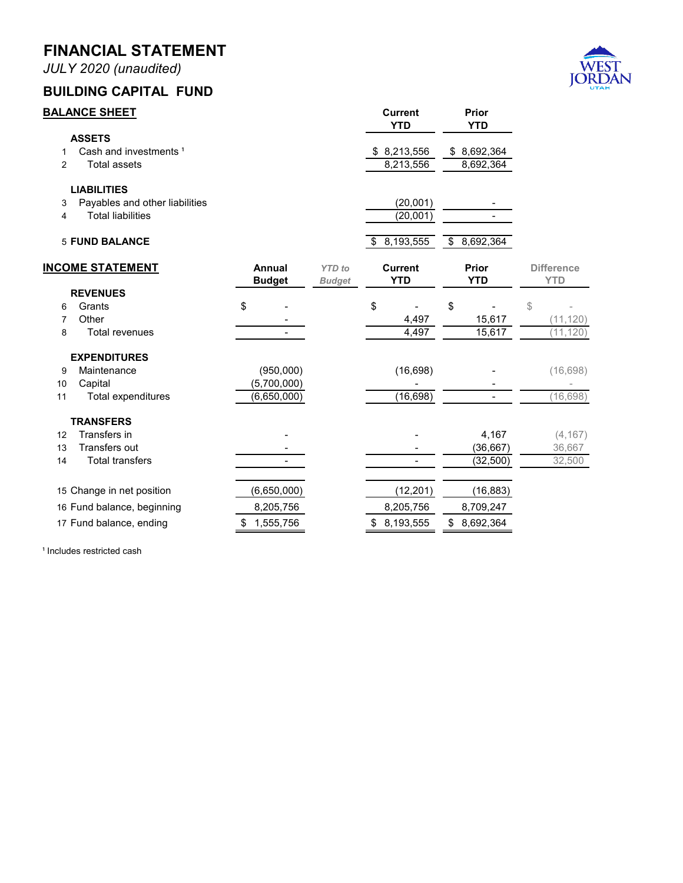# FINANCIAL STATEMENT

*JULY 2020 (unaudited)*

## BUILDING CAPITAL FUND

### BALANCE SHEET

| | | Current YTD | Prior YTD |
|---|---|---|---|
| | **ASSETS** | | |
| 1 | Cash and investments [1] | $ 8,213,556 | $ 8,692,364 |
| 2 | Total assets | 8,213,556 | 8,692,364 |
| | **LIABILITIES** | | |
| 3 | Payables and other liabilities | (20,001) | - |
| 4 | Total liabilities | (20,001) | - |
| 5 | **FUND BALANCE** | $ 8,193,555 | $ 8,692,364 |

### INCOME STATEMENT

| | | Annual Budget | *YTD to Budget* | Current YTD | Prior YTD | Difference YTD |
|---|---|---|---|---|---|---|
| | **REVENUES** | | | | | |
| 6 | Grants | $ - | | $ - | $ - | $ - |
| 7 | Other | - | | 4,497 | 15,617 | (11,120) |
| 8 | Total revenues | - | | 4,497 | 15,617 | (11,120) |
| | **EXPENDITURES** | | | | | |
| 9 | Maintenance | (950,000) | | (16,698) | - | (16,698) |
| 10 | Capital | (5,700,000) | | - | - | - |
| 11 | Total expenditures | (6,650,000) | | (16,698) | - | (16,698) |
| | **TRANSFERS** | | | | | |
| 12 | Transfers in | - | | - | 4,167 | (4,167) |
| 13 | Transfers out | - | | - | (36,667) | 36,667 |
| 14 | Total transfers | - | | - | (32,500) | 32,500 |
| 15 | Change in net position | (6,650,000) | | (12,201) | (16,883) | |
| 16 | Fund balance, beginning | 8,205,756 | | 8,205,756 | 8,709,247 | |
| 17 | Fund balance, ending | $ 1,555,756 | | $ 8,193,555 | $ 8,692,364 | |

[1] Includes restricted cash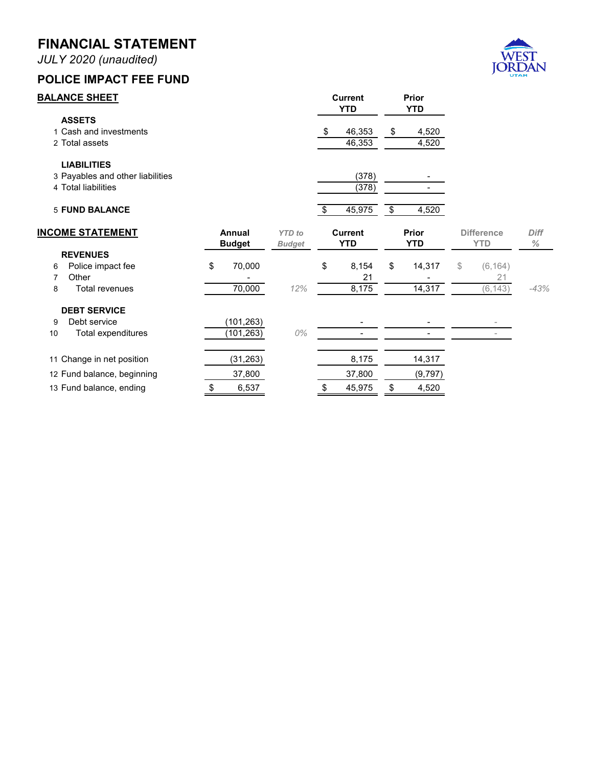# FINANCIAL STATEMENT

*JULY 2020 (unaudited)*

## POLICE IMPACT FEE FUND

### BALANCE SHEET

| | | Current YTD | Prior YTD |
|---|---|---|---|
| | **ASSETS** | | |
| 1 | Cash and investments | $ 46,353 | $ 4,520 |
| 2 | Total assets | 46,353 | 4,520 |
| | **LIABILITIES** | | |
| 3 | Payables and other liabilities | (378) | - |
| 4 | Total liabilities | (378) | - |
| 5 | **FUND BALANCE** | $ 45,975 | $ 4,520 |

### INCOME STATEMENT

| | | Annual Budget | *YTD to Budget* | Current YTD | Prior YTD | Difference YTD | *Diff %* |
|---|---|---|---|---|---|---|---|
| | **REVENUES** | | | | | | |
| 6 | Police impact fee | $ 70,000 | | $ 8,154 | $ 14,317 | $ (6,164) | |
| 7 | Other | - | | 21 | - | 21 | |
| 8 | Total revenues | 70,000 | *12%* | 8,175 | 14,317 | (6,143) | *-43%* |
| | **DEBT SERVICE** | | | | | | |
| 9 | Debt service | (101,263) | | - | - | - | |
| 10 | Total expenditures | (101,263) | *0%* | - | - | - | |
| 11 | Change in net position | (31,263) | | 8,175 | 14,317 | | |
| 12 | Fund balance, beginning | 37,800 | | 37,800 | (9,797) | | |
| 13 | Fund balance, ending | $ 6,537 | | $ 45,975 | $ 4,520 | | |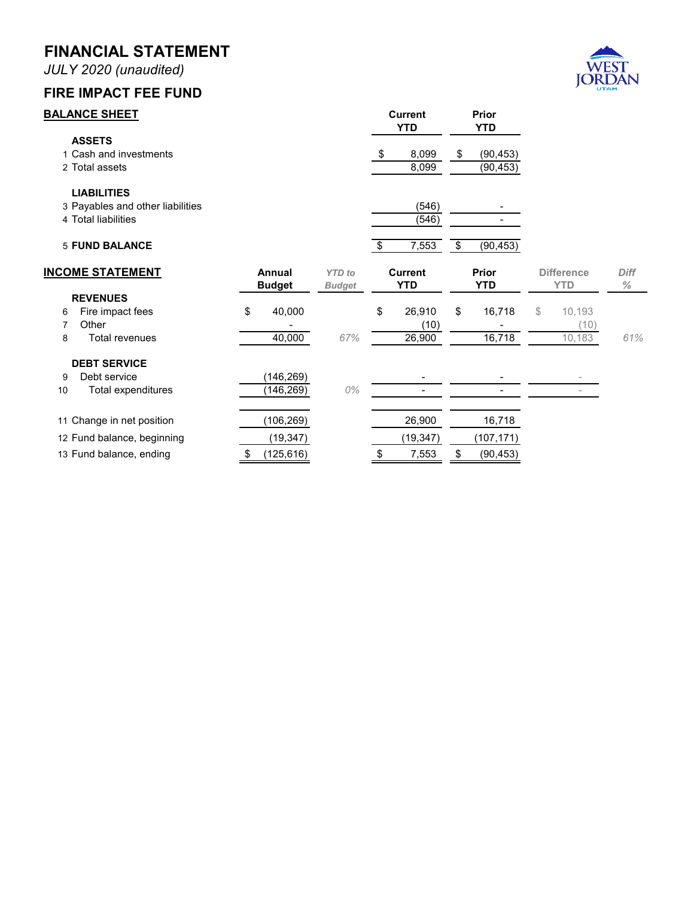# FINANCIAL STATEMENT

*JULY 2020 (unaudited)*

## FIRE IMPACT FEE FUND

### BALANCE SHEET

| | | Current YTD | Prior YTD |
|---|---|---|---|
| | **ASSETS** | | |
| 1 | Cash and investments | $ 8,099 | $ (90,453) |
| 2 | Total assets | 8,099 | (90,453) |
| | **LIABILITIES** | | |
| 3 | Payables and other liabilities | (546) | - |
| 4 | Total liabilities | (546) | - |
| 5 | **FUND BALANCE** | $ 7,553 | $ (90,453) |

### INCOME STATEMENT

| | | Annual Budget | *YTD to Budget* | Current YTD | Prior YTD | Difference YTD | *Diff %* |
|---|---|---|---|---|---|---|---|
| | **REVENUES** | | | | | | |
| 6 | Fire impact fees | $ 40,000 | | $ 26,910 | $ 16,718 | $ 10,193 | |
| 7 | Other | - | | (10) | - | (10) | |
| 8 | Total revenues | 40,000 | *67%* | 26,900 | 16,718 | 10,183 | *61%* |
| | **DEBT SERVICE** | | | | | | |
| 9 | Debt service | (146,269) | | - | - | - | |
| 10 | Total expenditures | (146,269) | *0%* | - | - | - | |
| 11 | Change in net position | (106,269) | | 26,900 | 16,718 | | |
| 12 | Fund balance, beginning | (19,347) | | (19,347) | (107,171) | | |
| 13 | Fund balance, ending | $ (125,616) | | $ 7,553 | $ (90,453) | | |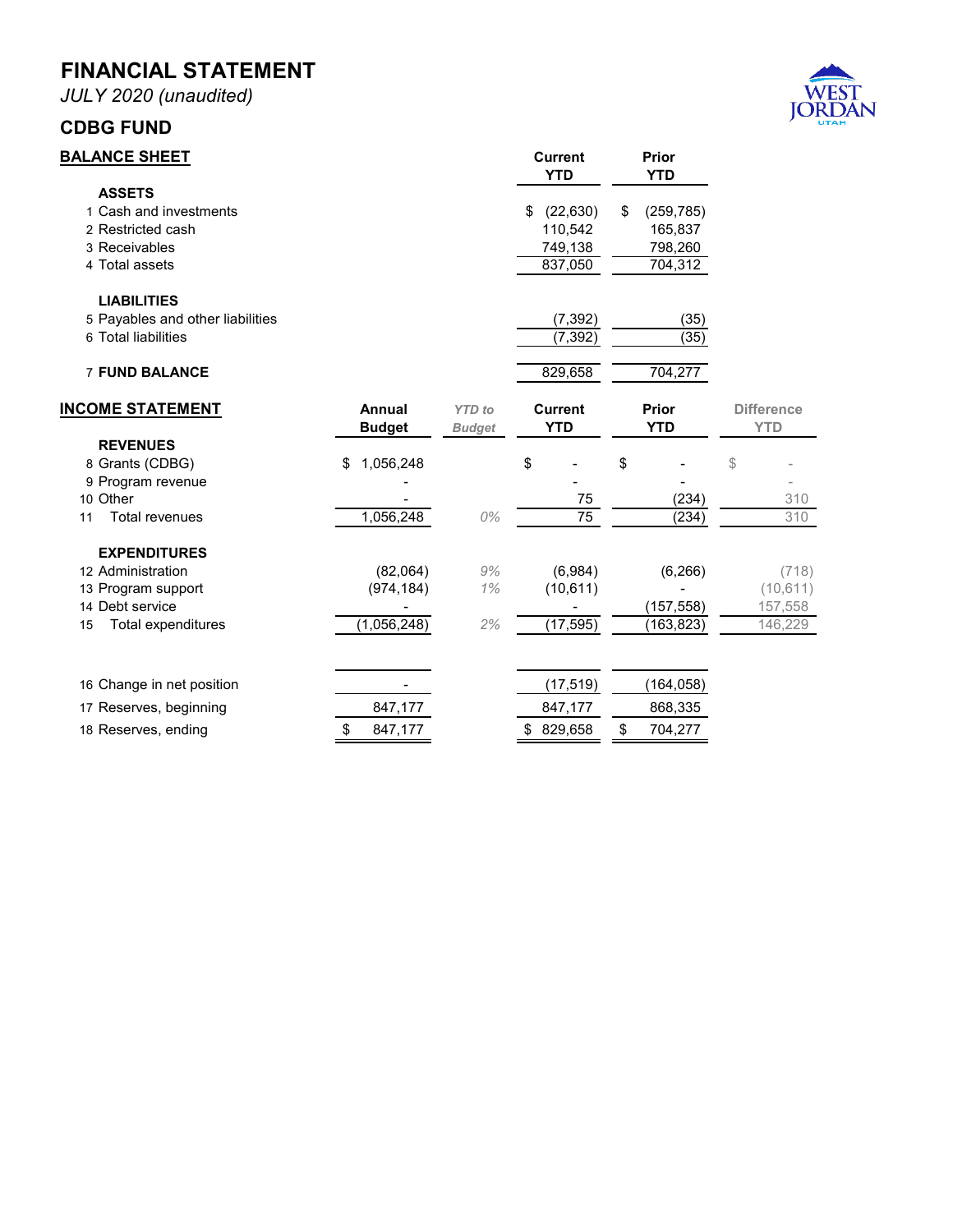# FINANCIAL STATEMENT

*JULY 2020 (unaudited)*

## CDBG FUND

### BALANCE SHEET

| | | Current YTD | Prior YTD |
|---|---|---|---|
| | **ASSETS** | | |
| 1 | Cash and investments | $ (22,630) | $ (259,785) |
| 2 | Restricted cash | 110,542 | 165,837 |
| 3 | Receivables | 749,138 | 798,260 |
| 4 | Total assets | 837,050 | 704,312 |
| | **LIABILITIES** | | |
| 5 | Payables and other liabilities | (7,392) | (35) |
| 6 | Total liabilities | (7,392) | (35) |
| 7 | **FUND BALANCE** | 829,658 | 704,277 |

### INCOME STATEMENT

| | | Annual Budget | *YTD to Budget* | Current YTD | Prior YTD | Difference YTD |
|---|---|---|---|---|---|---|
| | **REVENUES** | | | | | |
| 8 | Grants (CDBG) | $ 1,056,248 | | $ - | $ - | $ - |
| 9 | Program revenue | - | | - | - | - |
| 10 | Other | - | | 75 | (234) | 310 |
| 11 | Total revenues | 1,056,248 | *0%* | 75 | (234) | 310 |
| | **EXPENDITURES** | | | | | |
| 12 | Administration | (82,064) | *9%* | (6,984) | (6,266) | (718) |
| 13 | Program support | (974,184) | *1%* | (10,611) | - | (10,611) |
| 14 | Debt service | - | | - | (157,558) | 157,558 |
| 15 | Total expenditures | (1,056,248) | *2%* | (17,595) | (163,823) | 146,229 |
| 16 | Change in net position | - | | (17,519) | (164,058) | |
| 17 | Reserves, beginning | 847,177 | | 847,177 | 868,335 | |
| 18 | Reserves, ending | $ 847,177 | | $ 829,658 | $ 704,277 | |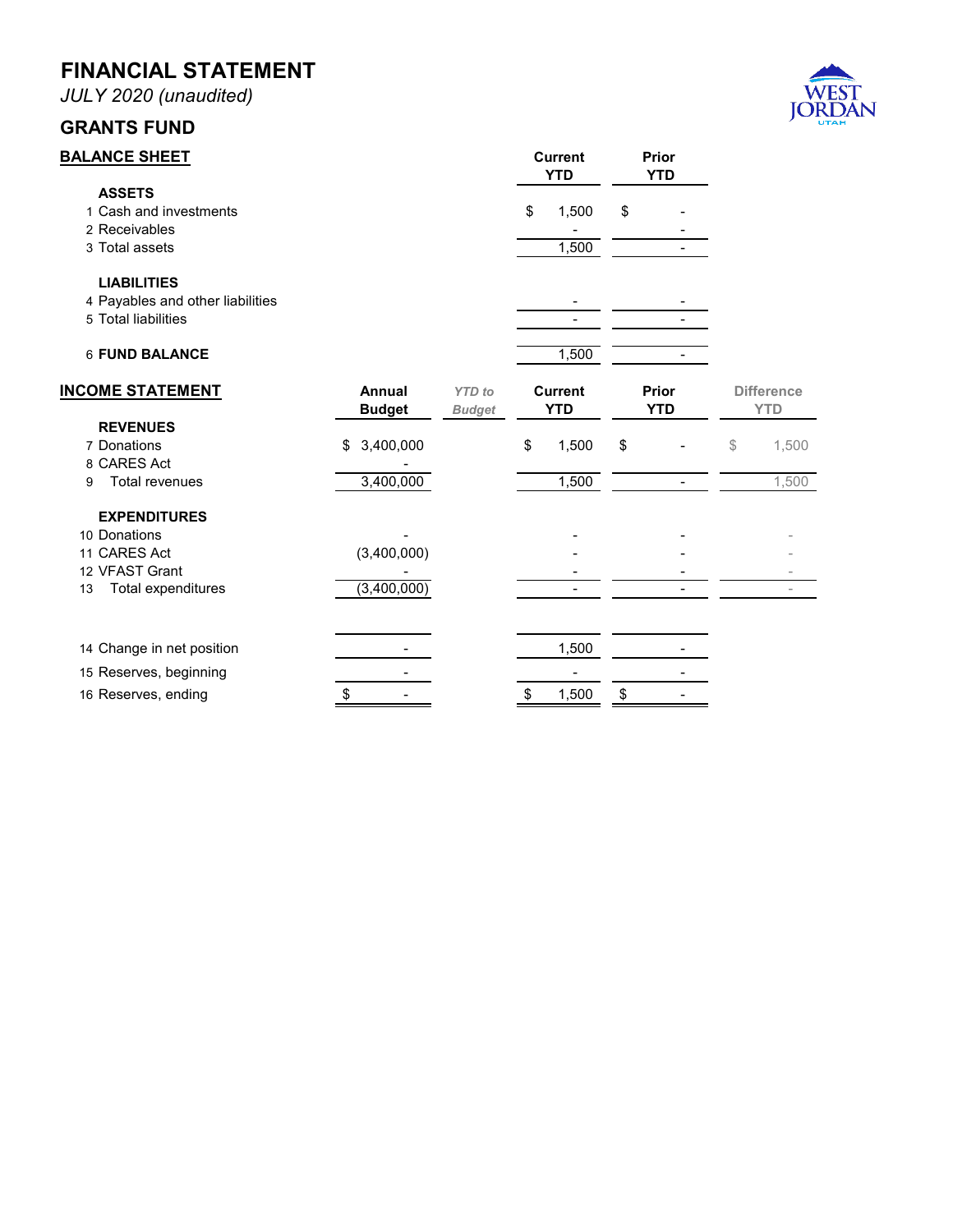# FINANCIAL STATEMENT

*JULY 2020 (unaudited)*

## GRANTS FUND

### BALANCE SHEET

| | | Current YTD | Prior YTD |
|---|---|---|---|
| **ASSETS** | | | |
| 1 | Cash and investments | $ 1,500 | $ - |
| 2 | Receivables | - | - |
| 3 | Total assets | 1,500 | - |
| **LIABILITIES** | | | |
| 4 | Payables and other liabilities | - | - |
| 5 | Total liabilities | - | - |
| 6 | **FUND BALANCE** | 1,500 | - |

### INCOME STATEMENT

| | | Annual Budget | *YTD to Budget* | Current YTD | Prior YTD | Difference YTD |
|---|---|---|---|---|---|---|
| **REVENUES** | | | | | | |
| 7 | Donations | $ 3,400,000 | | $ 1,500 | $ - | $ 1,500 |
| 8 | CARES Act | - | | | | |
| 9 | Total revenues | 3,400,000 | | 1,500 | - | 1,500 |
| **EXPENDITURES** | | | | | | |
| 10 | Donations | - | | - | - | - |
| 11 | CARES Act | (3,400,000) | | - | - | - |
| 12 | VFAST Grant | - | | - | - | - |
| 13 | Total expenditures | (3,400,000) | | - | - | - |
| 14 | Change in net position | - | | 1,500 | - | |
| 15 | Reserves, beginning | - | | - | - | |
| 16 | Reserves, ending | $ - | | $ 1,500 | $ - | |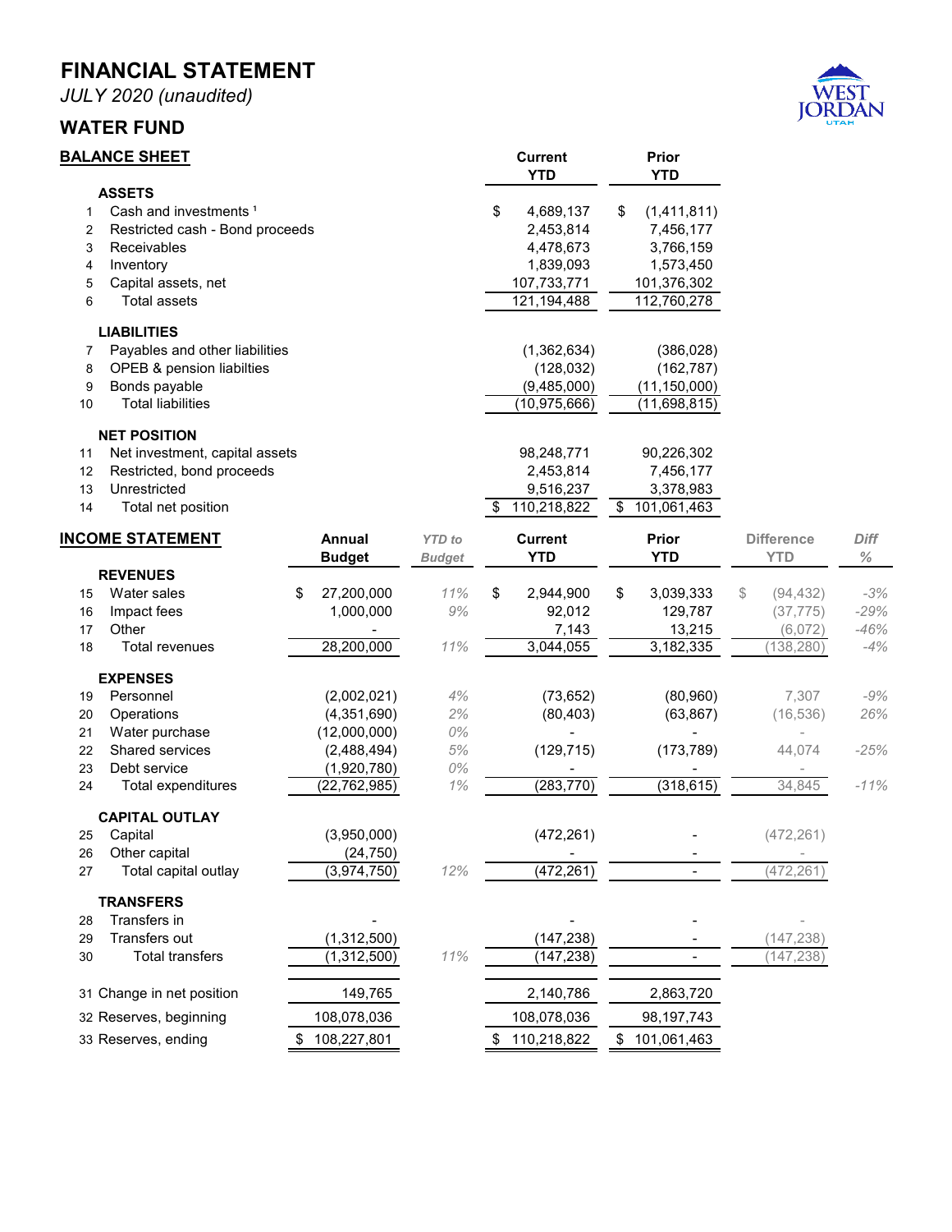# FINANCIAL STATEMENT

*JULY 2020 (unaudited)*

## WATER FUND

### BALANCE SHEET

| | | Current YTD | Prior YTD |
|---|---|---|---|
| | **ASSETS** | | |
| 1 | Cash and investments [1] | $ 4,689,137 | $ (1,411,811) |
| 2 | Restricted cash - Bond proceeds | 2,453,814 | 7,456,177 |
| 3 | Receivables | 4,478,673 | 3,766,159 |
| 4 | Inventory | 1,839,093 | 1,573,450 |
| 5 | Capital assets, net | 107,733,771 | 101,376,302 |
| 6 | Total assets | 121,194,488 | 112,760,278 |
| | **LIABILITIES** | | |
| 7 | Payables and other liabilities | (1,362,634) | (386,028) |
| 8 | OPEB & pension liabilties | (128,032) | (162,787) |
| 9 | Bonds payable | (9,485,000) | (11,150,000) |
| 10 | Total liabilities | (10,975,666) | (11,698,815) |
| | **NET POSITION** | | |
| 11 | Net investment, capital assets | 98,248,771 | 90,226,302 |
| 12 | Restricted, bond proceeds | 2,453,814 | 7,456,177 |
| 13 | Unrestricted | 9,516,237 | 3,378,983 |
| 14 | Total net position | $ 110,218,822 | $ 101,061,463 |

### INCOME STATEMENT

| | | Annual Budget | *YTD to Budget* | Current YTD | Prior YTD | Difference YTD | *Diff %* |
|---|---|---|---|---|---|---|---|
| | **REVENUES** | | | | | | |
| 15 | Water sales | $ 27,200,000 | *11%* | $ 2,944,900 | $ 3,039,333 | $ (94,432) | *-3%* |
| 16 | Impact fees | 1,000,000 | *9%* | 92,012 | 129,787 | (37,775) | *-29%* |
| 17 | Other | - | | 7,143 | 13,215 | (6,072) | *-46%* |
| 18 | Total revenues | 28,200,000 | *11%* | 3,044,055 | 3,182,335 | (138,280) | *-4%* |
| | **EXPENSES** | | | | | | |
| 19 | Personnel | (2,002,021) | *4%* | (73,652) | (80,960) | 7,307 | *-9%* |
| 20 | Operations | (4,351,690) | *2%* | (80,403) | (63,867) | (16,536) | *26%* |
| 21 | Water purchase | (12,000,000) | *0%* | - | - | - | |
| 22 | Shared services | (2,488,494) | *5%* | (129,715) | (173,789) | 44,074 | *-25%* |
| 23 | Debt service | (1,920,780) | *0%* | - | - | - | |
| 24 | Total expenditures | (22,762,985) | *1%* | (283,770) | (318,615) | 34,845 | *-11%* |
| | **CAPITAL OUTLAY** | | | | | | |
| 25 | Capital | (3,950,000) | | (472,261) | - | (472,261) | |
| 26 | Other capital | (24,750) | | - | - | - | |
| 27 | Total capital outlay | (3,974,750) | *12%* | (472,261) | - | (472,261) | |
| | **TRANSFERS** | | | | | | |
| 28 | Transfers in | - | | - | - | - | |
| 29 | Transfers out | (1,312,500) | | (147,238) | - | (147,238) | |
| 30 | Total transfers | (1,312,500) | *11%* | (147,238) | - | (147,238) | |
| 31 | Change in net position | 149,765 | | 2,140,786 | 2,863,720 | | |
| 32 | Reserves, beginning | 108,078,036 | | 108,078,036 | 98,197,743 | | |
| 33 | Reserves, ending | $ 108,227,801 | | $ 110,218,822 | $ 101,061,463 | | |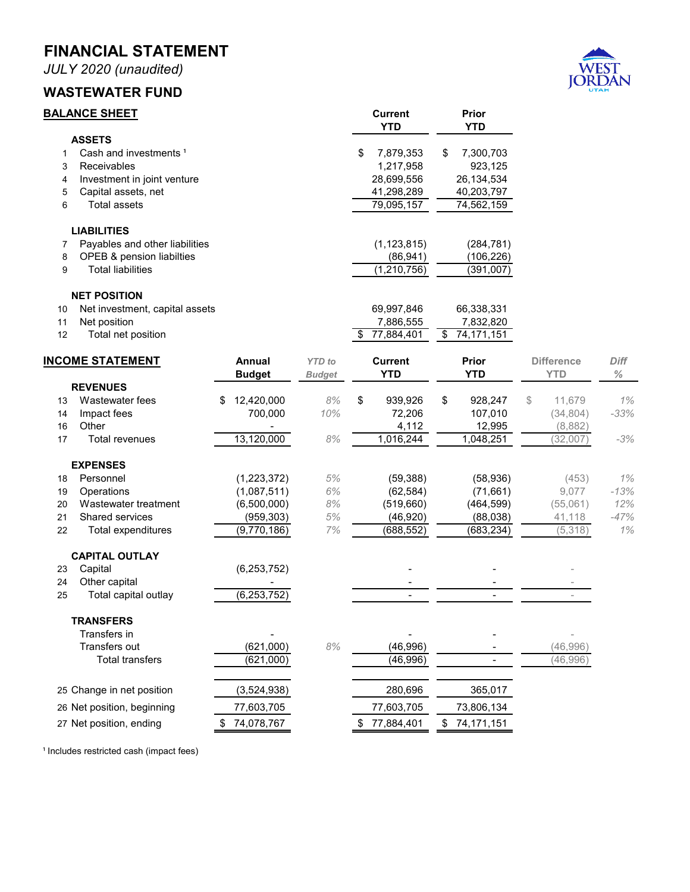# FINANCIAL STATEMENT

*JULY 2020 (unaudited)*

## WASTEWATER FUND

### BALANCE SHEET

| | | Current YTD | Prior YTD |
|---|---|---|---|
| | **ASSETS** | | |
| 1 | Cash and investments [1] | $ 7,879,353 | $ 7,300,703 |
| 3 | Receivables | 1,217,958 | 923,125 |
| 4 | Investment in joint venture | 28,699,556 | 26,134,534 |
| 5 | Capital assets, net | 41,298,289 | 40,203,797 |
| 6 | Total assets | 79,095,157 | 74,562,159 |
| | **LIABILITIES** | | |
| 7 | Payables and other liabilities | (1,123,815) | (284,781) |
| 8 | OPEB & pension liabilties | (86,941) | (106,226) |
| 9 | Total liabilities | (1,210,756) | (391,007) |
| | **NET POSITION** | | |
| 10 | Net investment, capital assets | 69,997,846 | 66,338,331 |
| 11 | Net position | 7,886,555 | 7,832,820 |
| 12 | Total net position | $ 77,884,401 | $ 74,171,151 |

### INCOME STATEMENT

| | | Annual Budget | *YTD to Budget* | Current YTD | Prior YTD | Difference YTD | *Diff %* |
|---|---|---|---|---|---|---|---|
| | **REVENUES** | | | | | | |
| 13 | Wastewater fees | $ 12,420,000 | *8%* | $ 939,926 | $ 928,247 | $ 11,679 | *1%* |
| 14 | Impact fees | 700,000 | *10%* | 72,206 | 107,010 | (34,804) | *-33%* |
| 16 | Other | - | | 4,112 | 12,995 | (8,882) | |
| 17 | Total revenues | 13,120,000 | *8%* | 1,016,244 | 1,048,251 | (32,007) | *-3%* |
| | **EXPENSES** | | | | | | |
| 18 | Personnel | (1,223,372) | *5%* | (59,388) | (58,936) | (453) | *1%* |
| 19 | Operations | (1,087,511) | *6%* | (62,584) | (71,661) | 9,077 | *-13%* |
| 20 | Wastewater treatment | (6,500,000) | *8%* | (519,660) | (464,599) | (55,061) | *12%* |
| 21 | Shared services | (959,303) | *5%* | (46,920) | (88,038) | 41,118 | *-47%* |
| 22 | Total expenditures | (9,770,186) | *7%* | (688,552) | (683,234) | (5,318) | *1%* |
| | **CAPITAL OUTLAY** | | | | | | |
| 23 | Capital | (6,253,752) | | - | - | - | |
| 24 | Other capital | - | | - | - | - | |
| 25 | Total capital outlay | (6,253,752) | | - | - | - | |
| | **TRANSFERS** | | | | | | |
| | Transfers in | - | | - | - | - | |
| | Transfers out | (621,000) | *8%* | (46,996) | - | (46,996) | |
| | Total transfers | (621,000) | | (46,996) | - | (46,996) | |
| 25 | Change in net position | (3,524,938) | | 280,696 | 365,017 | | |
| 26 | Net position, beginning | 77,603,705 | | 77,603,705 | 73,806,134 | | |
| 27 | Net position, ending | $ 74,078,767 | | $ 77,884,401 | $ 74,171,151 | | |

[1] Includes restricted cash (impact fees)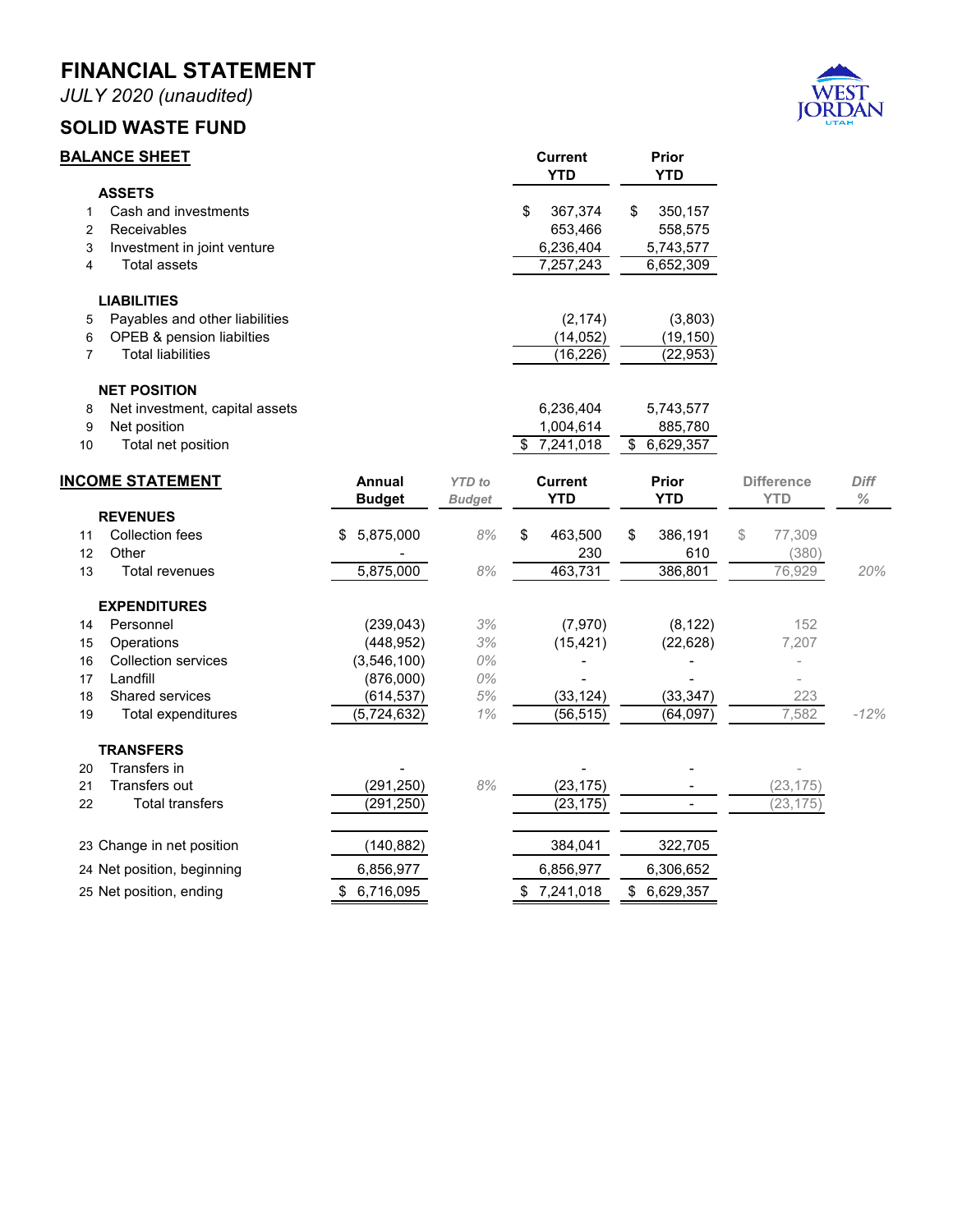# FINANCIAL STATEMENT

*JULY 2020 (unaudited)*

## SOLID WASTE FUND

### BALANCE SHEET

| | | Current YTD | Prior YTD |
|---|---|---|---|
| | **ASSETS** | | |
| 1 | Cash and investments | $ 367,374 | $ 350,157 |
| 2 | Receivables | 653,466 | 558,575 |
| 3 | Investment in joint venture | 6,236,404 | 5,743,577 |
| 4 | Total assets | 7,257,243 | 6,652,309 |
| | **LIABILITIES** | | |
| 5 | Payables and other liabilities | (2,174) | (3,803) |
| 6 | OPEB & pension liabilties | (14,052) | (19,150) |
| 7 | Total liabilities | (16,226) | (22,953) |
| | **NET POSITION** | | |
| 8 | Net investment, capital assets | 6,236,404 | 5,743,577 |
| 9 | Net position | 1,004,614 | 885,780 |
| 10 | Total net position | $ 7,241,018 | $ 6,629,357 |

### INCOME STATEMENT

| | | Annual Budget | *YTD to Budget* | Current YTD | Prior YTD | Difference YTD | *Diff %* |
|---|---|---|---|---|---|---|---|
| | **REVENUES** | | | | | | |
| 11 | Collection fees | $ 5,875,000 | *8%* | $ 463,500 | $ 386,191 | $ 77,309 | |
| 12 | Other | - | | 230 | 610 | (380) | |
| 13 | Total revenues | 5,875,000 | *8%* | 463,731 | 386,801 | 76,929 | *20%* |
| | **EXPENDITURES** | | | | | | |
| 14 | Personnel | (239,043) | *3%* | (7,970) | (8,122) | 152 | |
| 15 | Operations | (448,952) | *3%* | (15,421) | (22,628) | 7,207 | |
| 16 | Collection services | (3,546,100) | *0%* | - | - | - | |
| 17 | Landfill | (876,000) | *0%* | - | - | - | |
| 18 | Shared services | (614,537) | *5%* | (33,124) | (33,347) | 223 | |
| 19 | Total expenditures | (5,724,632) | *1%* | (56,515) | (64,097) | 7,582 | *-12%* |
| | **TRANSFERS** | | | | | | |
| 20 | Transfers in | - | | - | - | - | |
| 21 | Transfers out | (291,250) | *8%* | (23,175) | - | (23,175) | |
| 22 | Total transfers | (291,250) | | (23,175) | - | (23,175) | |
| 23 | Change in net position | (140,882) | | 384,041 | 322,705 | | |
| 24 | Net position, beginning | 6,856,977 | | 6,856,977 | 6,306,652 | | |
| 25 | Net position, ending | $ 6,716,095 | | $ 7,241,018 | $ 6,629,357 | | |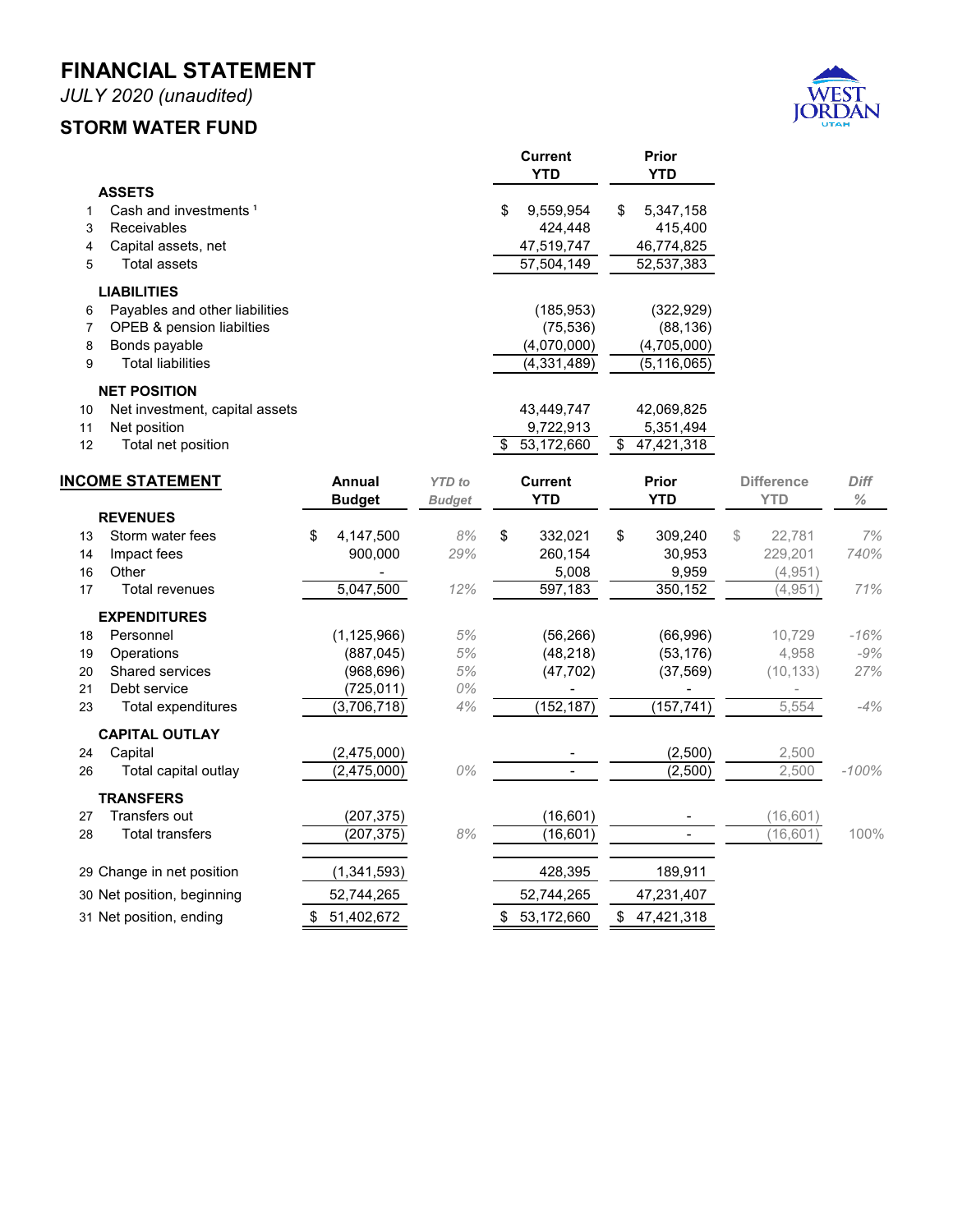# FINANCIAL STATEMENT

*JULY 2020 (unaudited)*

## STORM WATER FUND

| | | Current YTD | Prior YTD |
|---|---|---|---|
| | **ASSETS** | | |
| 1 | Cash and investments [1] | $ 9,559,954 | $ 5,347,158 |
| 3 | Receivables | 424,448 | 415,400 |
| 4 | Capital assets, net | 47,519,747 | 46,774,825 |
| 5 | Total assets | 57,504,149 | 52,537,383 |
| | **LIABILITIES** | | |
| 6 | Payables and other liabilities | (185,953) | (322,929) |
| 7 | OPEB & pension liabilties | (75,536) | (88,136) |
| 8 | Bonds payable | (4,070,000) | (4,705,000) |
| 9 | Total liabilities | (4,331,489) | (5,116,065) |
| | **NET POSITION** | | |
| 10 | Net investment, capital assets | 43,449,747 | 42,069,825 |
| 11 | Net position | 9,722,913 | 5,351,494 |
| 12 | Total net position | $ 53,172,660 | $ 47,421,318 |

| | **INCOME STATEMENT** | Annual Budget | *YTD to Budget* | Current YTD | Prior YTD | Difference YTD | *Diff %* |
|---|---|---|---|---|---|---|---|
| | **REVENUES** | | | | | | |
| 13 | Storm water fees | $ 4,147,500 | *8%* | $ 332,021 | $ 309,240 | $ 22,781 | *7%* |
| 14 | Impact fees | 900,000 | *29%* | 260,154 | 30,953 | 229,201 | *740%* |
| 16 | Other | - | | 5,008 | 9,959 | (4,951) | |
| 17 | Total revenues | 5,047,500 | *12%* | 597,183 | 350,152 | (4,951) | *71%* |
| | **EXPENDITURES** | | | | | | |
| 18 | Personnel | (1,125,966) | *5%* | (56,266) | (66,996) | 10,729 | *-16%* |
| 19 | Operations | (887,045) | *5%* | (48,218) | (53,176) | 4,958 | *-9%* |
| 20 | Shared services | (968,696) | *5%* | (47,702) | (37,569) | (10,133) | *27%* |
| 21 | Debt service | (725,011) | *0%* | - | - | - | |
| 23 | Total expenditures | (3,706,718) | *4%* | (152,187) | (157,741) | 5,554 | *-4%* |
| | **CAPITAL OUTLAY** | | | | | | |
| 24 | Capital | (2,475,000) | | - | (2,500) | 2,500 | |
| 26 | Total capital outlay | (2,475,000) | *0%* | - | (2,500) | 2,500 | *-100%* |
| | **TRANSFERS** | | | | | | |
| 27 | Transfers out | (207,375) | | (16,601) | - | (16,601) | |
| 28 | Total transfers | (207,375) | *8%* | (16,601) | - | (16,601) | 100% |
| 29 | Change in net position | (1,341,593) | | 428,395 | 189,911 | | |
| 30 | Net position, beginning | 52,744,265 | | 52,744,265 | 47,231,407 | | |
| 31 | Net position, ending | $ 51,402,672 | | $ 53,172,660 | $ 47,421,318 | | |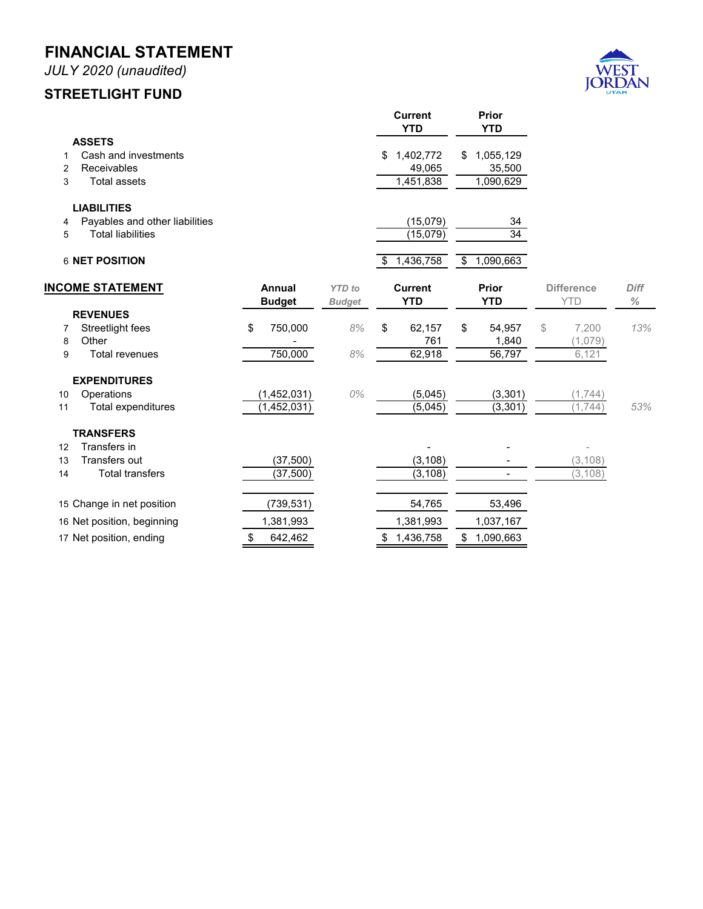# FINANCIAL STATEMENT

*JULY 2020 (unaudited)*

## STREETLIGHT FUND

| | | Current YTD | Prior YTD |
|---|---|---|---|
| | **ASSETS** | | |
| 1 | Cash and investments | $ 1,402,772 | $ 1,055,129 |
| 2 | Receivables | 49,065 | 35,500 |
| 3 | Total assets | 1,451,838 | 1,090,629 |
| | **LIABILITIES** | | |
| 4 | Payables and other liabilities | (15,079) | 34 |
| 5 | Total liabilities | (15,079) | 34 |
| 6 | **NET POSITION** | $ 1,436,758 | $ 1,090,663 |

| | **INCOME STATEMENT** | Annual Budget | *YTD to Budget* | Current YTD | Prior YTD | Difference YTD | *Diff %* |
|---|---|---|---|---|---|---|---|
| | **REVENUES** | | | | | | |
| 7 | Streetlight fees | $ 750,000 | *8%* | $ 62,157 | $ 54,957 | $ 7,200 | *13%* |
| 8 | Other | - | | 761 | 1,840 | (1,079) | |
| 9 | Total revenues | 750,000 | *8%* | 62,918 | 56,797 | 6,121 | |
| | **EXPENDITURES** | | | | | | |
| 10 | Operations | (1,452,031) | *0%* | (5,045) | (3,301) | (1,744) | |
| 11 | Total expenditures | (1,452,031) | | (5,045) | (3,301) | (1,744) | *53%* |
| | **TRANSFERS** | | | | | | |
| 12 | Transfers in | | | - | - | - | |
| 13 | Transfers out | (37,500) | | (3,108) | - | (3,108) | |
| 14 | Total transfers | (37,500) | | (3,108) | - | (3,108) | |
| 15 | Change in net position | (739,531) | | 54,765 | 53,496 | | |
| 16 | Net position, beginning | 1,381,993 | | 1,381,993 | 1,037,167 | | |
| 17 | Net position, ending | $ 642,462 | | $ 1,436,758 | $ 1,090,663 | | |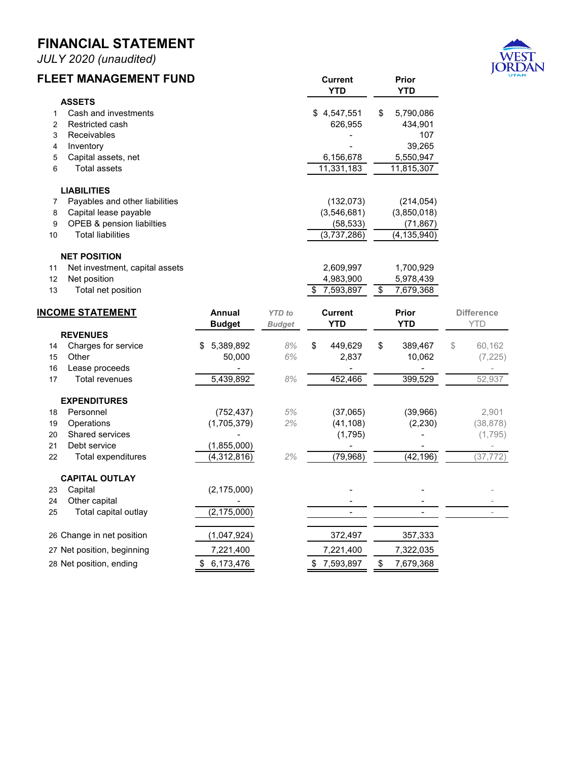# FINANCIAL STATEMENT

*JULY 2020 (unaudited)*

## FLEET MANAGEMENT FUND

| | | Current YTD | Prior YTD |
|---|---|---|---|
| | **ASSETS** | | |
| 1 | Cash and investments | $ 4,547,551 | $ 5,790,086 |
| 2 | Restricted cash | 626,955 | 434,901 |
| 3 | Receivables | - | 107 |
| 4 | Inventory | - | 39,265 |
| 5 | Capital assets, net | 6,156,678 | 5,550,947 |
| 6 | Total assets | 11,331,183 | 11,815,307 |
| | **LIABILITIES** | | |
| 7 | Payables and other liabilities | (132,073) | (214,054) |
| 8 | Capital lease payable | (3,546,681) | (3,850,018) |
| 9 | OPEB & pension liabilties | (58,533) | (71,867) |
| 10 | Total liabilities | (3,737,286) | (4,135,940) |
| | **NET POSITION** | | |
| 11 | Net investment, capital assets | 2,609,997 | 1,700,929 |
| 12 | Net position | 4,983,900 | 5,978,439 |
| 13 | Total net position | $ 7,593,897 | $ 7,679,368 |

## INCOME STATEMENT

| | | Annual Budget | *YTD to Budget* | Current YTD | Prior YTD | Difference YTD |
|---|---|---|---|---|---|---|
| | **REVENUES** | | | | | |
| 14 | Charges for service | $ 5,389,892 | *8%* | $ 449,629 | $ 389,467 | $ 60,162 |
| 15 | Other | 50,000 | *6%* | 2,837 | 10,062 | (7,225) |
| 16 | Lease proceeds | - | | - | - | - |
| 17 | Total revenues | 5,439,892 | *8%* | 452,466 | 399,529 | 52,937 |
| | **EXPENDITURES** | | | | | |
| 18 | Personnel | (752,437) | *5%* | (37,065) | (39,966) | 2,901 |
| 19 | Operations | (1,705,379) | *2%* | (41,108) | (2,230) | (38,878) |
| 20 | Shared services | - | | (1,795) | - | (1,795) |
| 21 | Debt service | (1,855,000) | | - | - | - |
| 22 | Total expenditures | (4,312,816) | *2%* | (79,968) | (42,196) | (37,772) |
| | **CAPITAL OUTLAY** | | | | | |
| 23 | Capital | (2,175,000) | | - | - | - |
| 24 | Other capital | - | | - | - | - |
| 25 | Total capital outlay | (2,175,000) | | - | - | - |
| 26 | Change in net position | (1,047,924) | | 372,497 | 357,333 | |
| 27 | Net position, beginning | 7,221,400 | | 7,221,400 | 7,322,035 | |
| 28 | Net position, ending | $ 6,173,476 | | $ 7,593,897 | $ 7,679,368 | |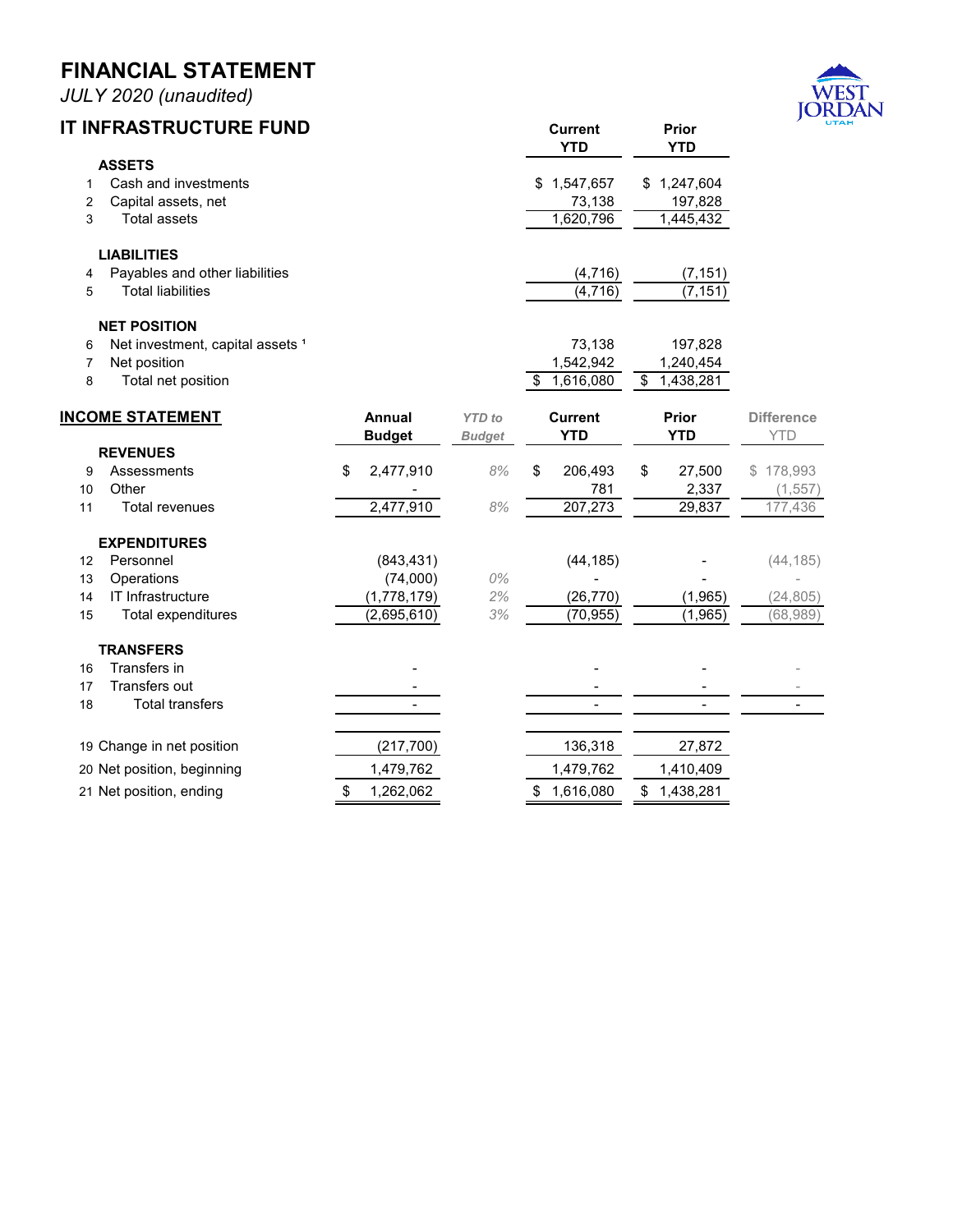# FINANCIAL STATEMENT

*JULY 2020 (unaudited)*

## IT INFRASTRUCTURE FUND

| | | Current YTD | Prior YTD |
|---|---|---|---|
| | **ASSETS** | | |
| 1 | Cash and investments | $ 1,547,657 | $ 1,247,604 |
| 2 | Capital assets, net | 73,138 | 197,828 |
| 3 | Total assets | 1,620,796 | 1,445,432 |
| | **LIABILITIES** | | |
| 4 | Payables and other liabilities | (4,716) | (7,151) |
| 5 | Total liabilities | (4,716) | (7,151) |
| | **NET POSITION** | | |
| 6 | Net investment, capital assets [1] | 73,138 | 197,828 |
| 7 | Net position | 1,542,942 | 1,240,454 |
| 8 | Total net position | $ 1,616,080 | $ 1,438,281 |

## INCOME STATEMENT

| | | Annual Budget | *YTD to Budget* | Current YTD | Prior YTD | Difference YTD |
|---|---|---|---|---|---|---|
| | **REVENUES** | | | | | |
| 9 | Assessments | $ 2,477,910 | *8%* | $ 206,493 | $ 27,500 | $ 178,993 |
| 10 | Other | - | | 781 | 2,337 | (1,557) |
| 11 | Total revenues | 2,477,910 | *8%* | 207,273 | 29,837 | 177,436 |
| | **EXPENDITURES** | | | | | |
| 12 | Personnel | (843,431) | | (44,185) | - | (44,185) |
| 13 | Operations | (74,000) | *0%* | - | - | - |
| 14 | IT Infrastructure | (1,778,179) | *2%* | (26,770) | (1,965) | (24,805) |
| 15 | Total expenditures | (2,695,610) | *3%* | (70,955) | (1,965) | (68,989) |
| | **TRANSFERS** | | | | | |
| 16 | Transfers in | - | | - | - | - |
| 17 | Transfers out | - | | - | - | - |
| 18 | Total transfers | - | | - | - | - |
| 19 | Change in net position | (217,700) | | 136,318 | 27,872 | |
| 20 | Net position, beginning | 1,479,762 | | 1,479,762 | 1,410,409 | |
| 21 | Net position, ending | $ 1,262,062 | | $ 1,616,080 | $ 1,438,281 | |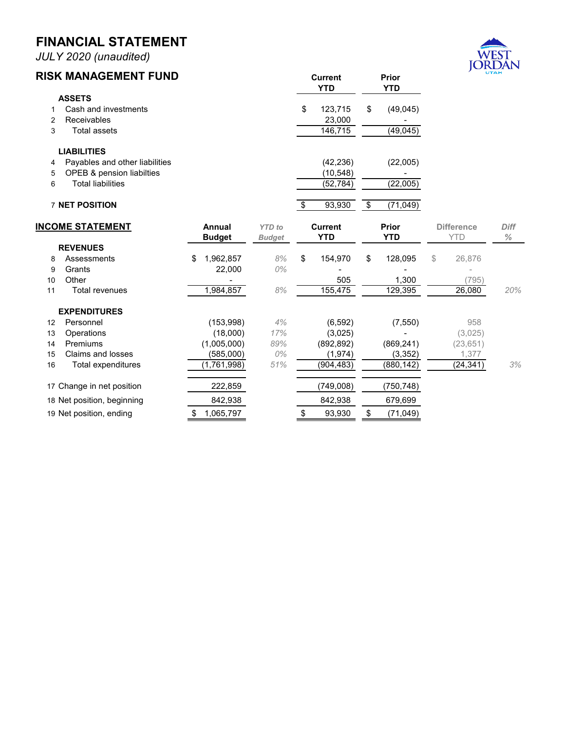# FINANCIAL STATEMENT

*JULY 2020 (unaudited)*

## RISK MANAGEMENT FUND

| | | Current YTD | Prior YTD |
|---|---|---|---|
| | **ASSETS** | | |
| 1 | Cash and investments | $ 123,715 | $ (49,045) |
| 2 | Receivables | 23,000 | - |
| 3 | Total assets | 146,715 | (49,045) |
| | **LIABILITIES** | | |
| 4 | Payables and other liabilities | (42,236) | (22,005) |
| 5 | OPEB & pension liabilties | (10,548) | - |
| 6 | Total liabilities | (52,784) | (22,005) |
| 7 | **NET POSITION** | $ 93,930 | $ (71,049) |

## INCOME STATEMENT

| | | Annual Budget | *YTD to Budget* | Current YTD | Prior YTD | Difference YTD | *Diff %* |
|---|---|---|---|---|---|---|---|
| | **REVENUES** | | | | | | |
| 8 | Assessments | $ 1,962,857 | *8%* | $ 154,970 | $ 128,095 | $ 26,876 | |
| 9 | Grants | 22,000 | *0%* | - | - | - | |
| 10 | Other | - | | 505 | 1,300 | (795) | |
| 11 | Total revenues | 1,984,857 | *8%* | 155,475 | 129,395 | 26,080 | *20%* |
| | **EXPENDITURES** | | | | | | |
| 12 | Personnel | (153,998) | *4%* | (6,592) | (7,550) | 958 | |
| 13 | Operations | (18,000) | *17%* | (3,025) | - | (3,025) | |
| 14 | Premiums | (1,005,000) | *89%* | (892,892) | (869,241) | (23,651) | |
| 15 | Claims and losses | (585,000) | *0%* | (1,974) | (3,352) | 1,377 | |
| 16 | Total expenditures | (1,761,998) | *51%* | (904,483) | (880,142) | (24,341) | *3%* |
| 17 | Change in net position | 222,859 | | (749,008) | (750,748) | | |
| 18 | Net position, beginning | 842,938 | | 842,938 | 679,699 | | |
| 19 | Net position, ending | $ 1,065,797 | | $ 93,930 | $ (71,049) | | |